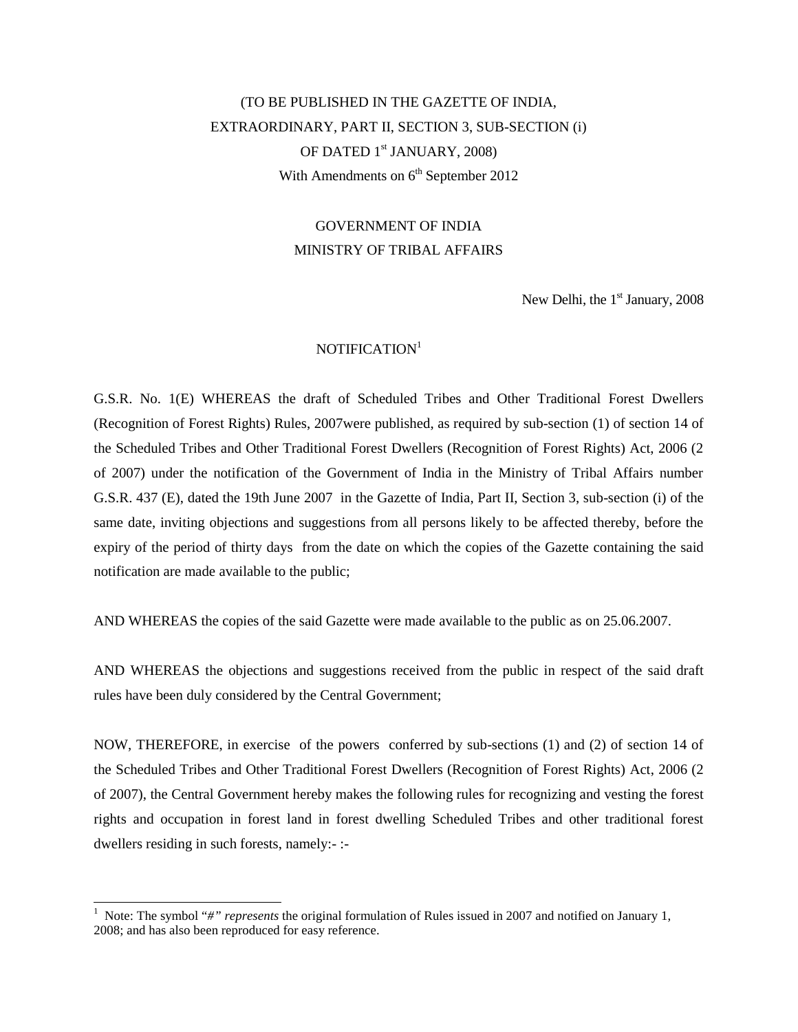(TO BE PUBLISHED IN THE GAZETTE OF INDIA,
EXTRAORDINARY, PART II, SECTION 3, SUB-SECTION (i)
OF DATED 1st JANUARY, 2008)
With Amendments on 6th September 2012

GOVERNMENT OF INDIA
MINISTRY OF TRIBAL AFFAIRS

New Delhi, the 1st January, 2008

NOTIFICATION[1]

G.S.R. No. 1(E) WHEREAS the draft of Scheduled Tribes and Other Traditional Forest Dwellers (Recognition of Forest Rights) Rules, 2007were published, as required by sub-section (1) of section 14 of the Scheduled Tribes and Other Traditional Forest Dwellers (Recognition of Forest Rights) Act, 2006 (2 of 2007) under the notification of the Government of India in the Ministry of Tribal Affairs number G.S.R. 437 (E), dated the 19th June 2007 in the Gazette of India, Part II, Section 3, sub-section (i) of the same date, inviting objections and suggestions from all persons likely to be affected thereby, before the expiry of the period of thirty days from the date on which the copies of the Gazette containing the said notification are made available to the public;

AND WHEREAS the copies of the said Gazette were made available to the public as on 25.06.2007.

AND WHEREAS the objections and suggestions received from the public in respect of the said draft rules have been duly considered by the Central Government;

NOW, THEREFORE, in exercise of the powers conferred by sub-sections (1) and (2) of section 14 of the Scheduled Tribes and Other Traditional Forest Dwellers (Recognition of Forest Rights) Act, 2006 (2 of 2007), the Central Government hereby makes the following rules for recognizing and vesting the forest rights and occupation in forest land in forest dwelling Scheduled Tribes and other traditional forest dwellers residing in such forests, namely:- :-

---

[1] Note: The symbol "#" *represents* the original formulation of Rules issued in 2007 and notified on January 1, 2008; and has also been reproduced for easy reference.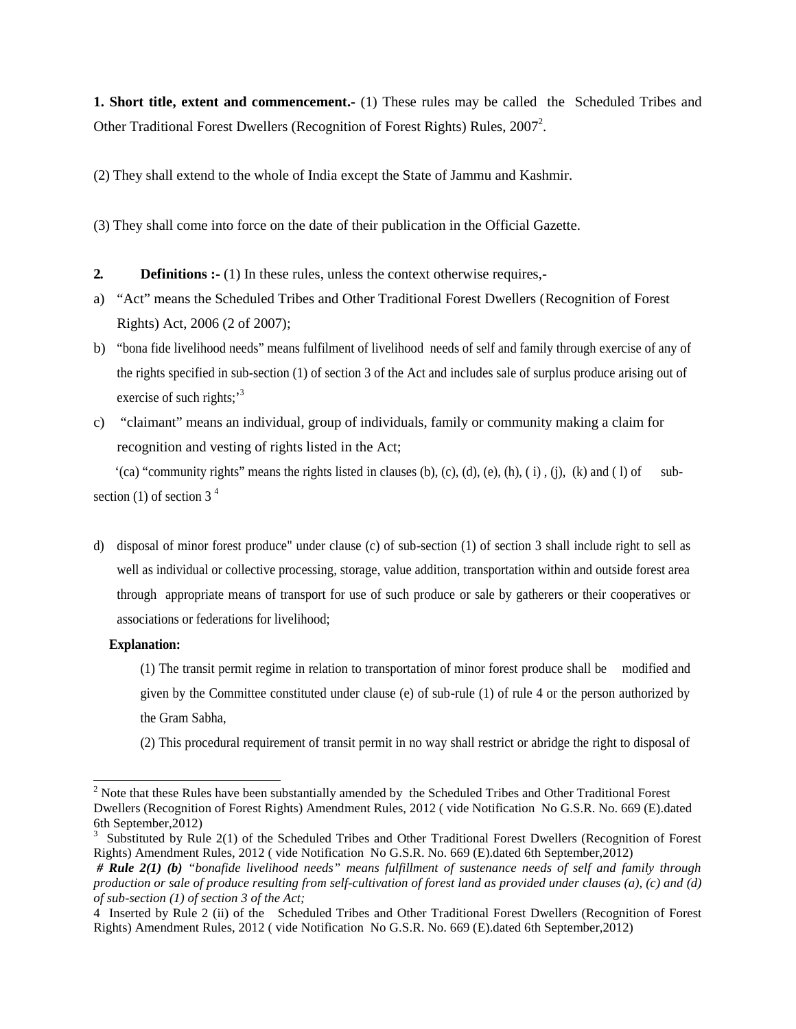**1. Short title, extent and commencement.-** (1) These rules may be called the Scheduled Tribes and Other Traditional Forest Dwellers (Recognition of Forest Rights) Rules, 2007[2].

(2) They shall extend to the whole of India except the State of Jammu and Kashmir.

(3) They shall come into force on the date of their publication in the Official Gazette.

**2. Definitions :-** (1) In these rules, unless the context otherwise requires,-

a) "Act" means the Scheduled Tribes and Other Traditional Forest Dwellers (Recognition of Forest Rights) Act, 2006 (2 of 2007);

b) "bona fide livelihood needs" means fulfilment of livelihood needs of self and family through exercise of any of the rights specified in sub-section (1) of section 3 of the Act and includes sale of surplus produce arising out of exercise of such rights;'[3]

c) "claimant" means an individual, group of individuals, family or community making a claim for recognition and vesting of rights listed in the Act;

'(ca) "community rights" means the rights listed in clauses (b), (c), (d), (e), (h), ( i) , (j), (k) and ( l) of sub-section (1) of section 3 [4]

d) disposal of minor forest produce" under clause (c) of sub-section (1) of section 3 shall include right to sell as well as individual or collective processing, storage, value addition, transportation within and outside forest area through appropriate means of transport for use of such produce or sale by gatherers or their cooperatives or associations or federations for livelihood;

**Explanation:**

(1) The transit permit regime in relation to transportation of minor forest produce shall be modified and given by the Committee constituted under clause (e) of sub-rule (1) of rule 4 or the person authorized by the Gram Sabha,

(2) This procedural requirement of transit permit in no way shall restrict or abridge the right to disposal of

---

[2] Note that these Rules have been substantially amended by the Scheduled Tribes and Other Traditional Forest Dwellers (Recognition of Forest Rights) Amendment Rules, 2012 ( vide Notification No G.S.R. No. 669 (E).dated 6th September,2012)

[3] Substituted by Rule 2(1) of the Scheduled Tribes and Other Traditional Forest Dwellers (Recognition of Forest Rights) Amendment Rules, 2012 ( vide Notification No G.S.R. No. 669 (E).dated 6th September,2012)

*# **Rule 2(1) (b)** "bonafide livelihood needs" means fulfillment of sustenance needs of self and family through production or sale of produce resulting from self-cultivation of forest land as provided under clauses (a), (c) and (d) of sub-section (1) of section 3 of the Act;*

4 Inserted by Rule 2 (ii) of the Scheduled Tribes and Other Traditional Forest Dwellers (Recognition of Forest Rights) Amendment Rules, 2012 ( vide Notification No G.S.R. No. 669 (E).dated 6th September,2012)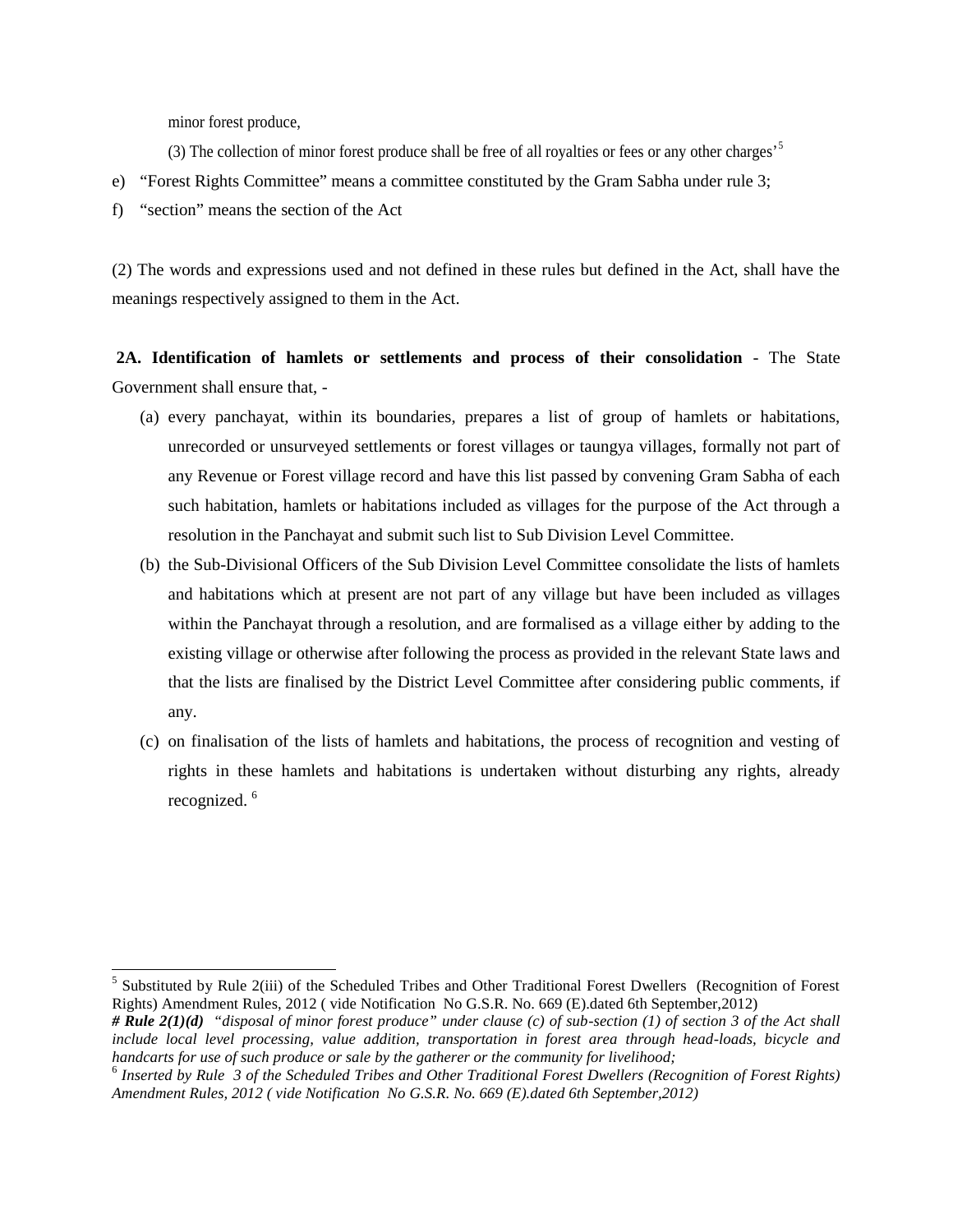minor forest produce,

(3) The collection of minor forest produce shall be free of all royalties or fees or any other charges'[5]

e) "Forest Rights Committee" means a committee constituted by the Gram Sabha under rule 3;

f) "section" means the section of the Act

(2) The words and expressions used and not defined in these rules but defined in the Act, shall have the meanings respectively assigned to them in the Act.

**2A. Identification of hamlets or settlements and process of their consolidation** - The State Government shall ensure that, -

(a) every panchayat, within its boundaries, prepares a list of group of hamlets or habitations, unrecorded or unsurveyed settlements or forest villages or taungya villages, formally not part of any Revenue or Forest village record and have this list passed by convening Gram Sabha of each such habitation, hamlets or habitations included as villages for the purpose of the Act through a resolution in the Panchayat and submit such list to Sub Division Level Committee.

(b) the Sub-Divisional Officers of the Sub Division Level Committee consolidate the lists of hamlets and habitations which at present are not part of any village but have been included as villages within the Panchayat through a resolution, and are formalised as a village either by adding to the existing village or otherwise after following the process as provided in the relevant State laws and that the lists are finalised by the District Level Committee after considering public comments, if any.

(c) on finalisation of the lists of hamlets and habitations, the process of recognition and vesting of rights in these hamlets and habitations is undertaken without disturbing any rights, already recognized.[6]

---

[5] Substituted by Rule 2(iii) of the Scheduled Tribes and Other Traditional Forest Dwellers (Recognition of Forest Rights) Amendment Rules, 2012 ( vide Notification No G.S.R. No. 669 (E).dated 6th September,2012)

***# Rule 2(1)(d)*** *"disposal of minor forest produce" under clause (c) of sub-section (1) of section 3 of the Act shall include local level processing, value addition, transportation in forest area through head-loads, bicycle and handcarts for use of such produce or sale by the gatherer or the community for livelihood;*

[6] *Inserted by Rule 3 of the Scheduled Tribes and Other Traditional Forest Dwellers (Recognition of Forest Rights) Amendment Rules, 2012 ( vide Notification No G.S.R. No. 669 (E).dated 6th September,2012)*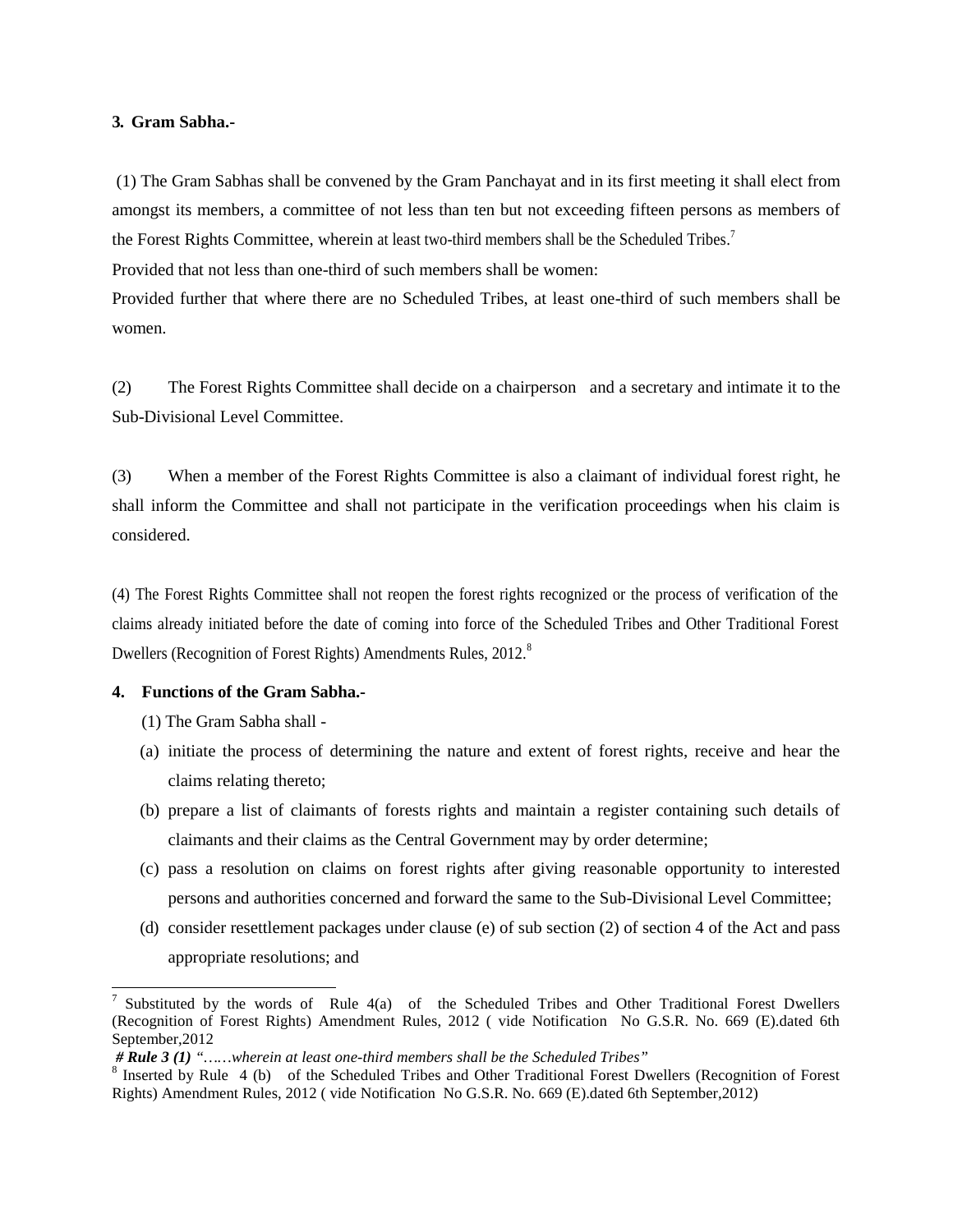**3. Gram Sabha.-**

(1) The Gram Sabhas shall be convened by the Gram Panchayat and in its first meeting it shall elect from amongst its members, a committee of not less than ten but not exceeding fifteen persons as members of the Forest Rights Committee, wherein at least two-third members shall be the Scheduled Tribes.[7]

Provided that not less than one-third of such members shall be women:

Provided further that where there are no Scheduled Tribes, at least one-third of such members shall be women.

(2) The Forest Rights Committee shall decide on a chairperson and a secretary and intimate it to the Sub-Divisional Level Committee.

(3) When a member of the Forest Rights Committee is also a claimant of individual forest right, he shall inform the Committee and shall not participate in the verification proceedings when his claim is considered.

(4) The Forest Rights Committee shall not reopen the forest rights recognized or the process of verification of the claims already initiated before the date of coming into force of the Scheduled Tribes and Other Traditional Forest Dwellers (Recognition of Forest Rights) Amendments Rules, 2012.[8]

**4. Functions of the Gram Sabha.-**

(1) The Gram Sabha shall -

(a) initiate the process of determining the nature and extent of forest rights, receive and hear the claims relating thereto;

(b) prepare a list of claimants of forests rights and maintain a register containing such details of claimants and their claims as the Central Government may by order determine;

(c) pass a resolution on claims on forest rights after giving reasonable opportunity to interested persons and authorities concerned and forward the same to the Sub-Divisional Level Committee;

(d) consider resettlement packages under clause (e) of sub section (2) of section 4 of the Act and pass appropriate resolutions; and

---

[7] Substituted by the words of Rule 4(a) of the Scheduled Tribes and Other Traditional Forest Dwellers (Recognition of Forest Rights) Amendment Rules, 2012 ( vide Notification No G.S.R. No. 669 (E).dated 6th September,2012

***# Rule 3 (1)*** *"……wherein at least one-third members shall be the Scheduled Tribes"*

[8] Inserted by Rule 4 (b) of the Scheduled Tribes and Other Traditional Forest Dwellers (Recognition of Forest Rights) Amendment Rules, 2012 ( vide Notification No G.S.R. No. 669 (E).dated 6th September,2012)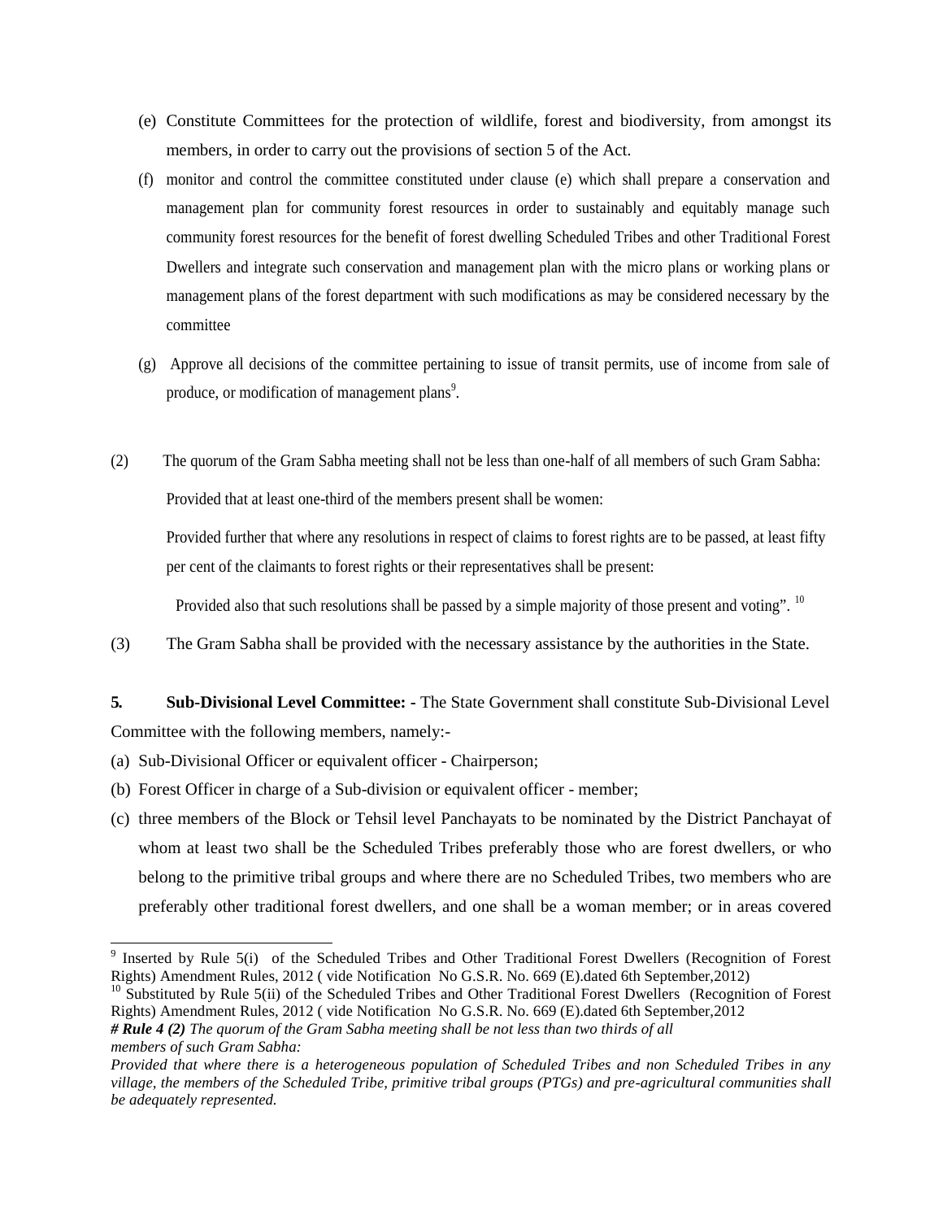(e) Constitute Committees for the protection of wildlife, forest and biodiversity, from amongst its members, in order to carry out the provisions of section 5 of the Act.

(f) monitor and control the committee constituted under clause (e) which shall prepare a conservation and management plan for community forest resources in order to sustainably and equitably manage such community forest resources for the benefit of forest dwelling Scheduled Tribes and other Traditional Forest Dwellers and integrate such conservation and management plan with the micro plans or working plans or management plans of the forest department with such modifications as may be considered necessary by the committee

(g) Approve all decisions of the committee pertaining to issue of transit permits, use of income from sale of produce, or modification of management plans[9].

(2) The quorum of the Gram Sabha meeting shall not be less than one-half of all members of such Gram Sabha:

Provided that at least one-third of the members present shall be women:

Provided further that where any resolutions in respect of claims to forest rights are to be passed, at least fifty per cent of the claimants to forest rights or their representatives shall be present:

Provided also that such resolutions shall be passed by a simple majority of those present and voting". [10]

(3) The Gram Sabha shall be provided with the necessary assistance by the authorities in the State.

**5. Sub-Divisional Level Committee: -** The State Government shall constitute Sub-Divisional Level Committee with the following members, namely:-

(a) Sub-Divisional Officer or equivalent officer - Chairperson;

(b) Forest Officer in charge of a Sub-division or equivalent officer - member;

(c) three members of the Block or Tehsil level Panchayats to be nominated by the District Panchayat of whom at least two shall be the Scheduled Tribes preferably those who are forest dwellers, or who belong to the primitive tribal groups and where there are no Scheduled Tribes, two members who are preferably other traditional forest dwellers, and one shall be a woman member; or in areas covered

---

[9] Inserted by Rule 5(i) of the Scheduled Tribes and Other Traditional Forest Dwellers (Recognition of Forest Rights) Amendment Rules, 2012 ( vide Notification No G.S.R. No. 669 (E).dated 6th September,2012)

[10] Substituted by Rule 5(ii) of the Scheduled Tribes and Other Traditional Forest Dwellers (Recognition of Forest Rights) Amendment Rules, 2012 ( vide Notification No G.S.R. No. 669 (E).dated 6th September,2012

***# Rule 4 (2)*** *The quorum of the Gram Sabha meeting shall be not less than two thirds of all members of such Gram Sabha:*

*Provided that where there is a heterogeneous population of Scheduled Tribes and non Scheduled Tribes in any village, the members of the Scheduled Tribe, primitive tribal groups (PTGs) and pre-agricultural communities shall be adequately represented.*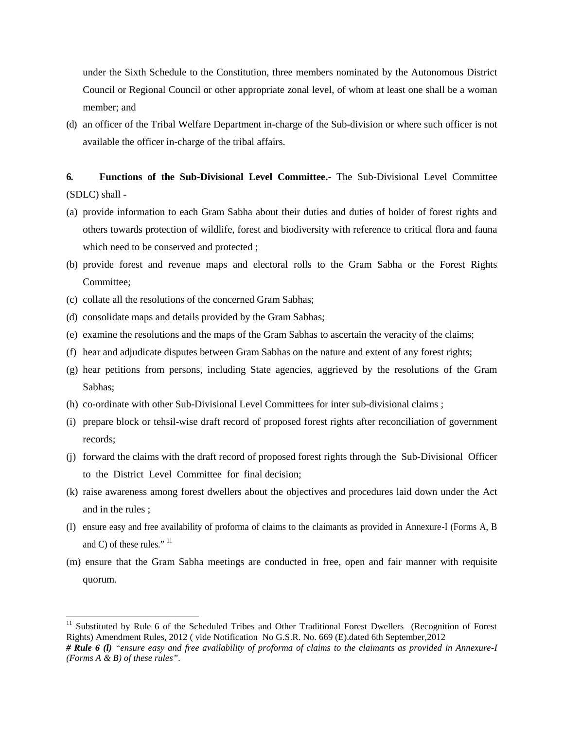under the Sixth Schedule to the Constitution, three members nominated by the Autonomous District Council or Regional Council or other appropriate zonal level, of whom at least one shall be a woman member; and

(d) an officer of the Tribal Welfare Department in-charge of the Sub-division or where such officer is not available the officer in-charge of the tribal affairs.

**6. Functions of the Sub-Divisional Level Committee.-** The Sub-Divisional Level Committee (SDLC) shall -

(a) provide information to each Gram Sabha about their duties and duties of holder of forest rights and others towards protection of wildlife, forest and biodiversity with reference to critical flora and fauna which need to be conserved and protected ;

(b) provide forest and revenue maps and electoral rolls to the Gram Sabha or the Forest Rights Committee;

(c) collate all the resolutions of the concerned Gram Sabhas;

(d) consolidate maps and details provided by the Gram Sabhas;

(e) examine the resolutions and the maps of the Gram Sabhas to ascertain the veracity of the claims;

(f) hear and adjudicate disputes between Gram Sabhas on the nature and extent of any forest rights;

(g) hear petitions from persons, including State agencies, aggrieved by the resolutions of the Gram Sabhas;

(h) co-ordinate with other Sub-Divisional Level Committees for inter sub-divisional claims ;

(i) prepare block or tehsil-wise draft record of proposed forest rights after reconciliation of government records;

(j) forward the claims with the draft record of proposed forest rights through the Sub-Divisional Officer to the District Level Committee for final decision;

(k) raise awareness among forest dwellers about the objectives and procedures laid down under the Act and in the rules ;

(l) ensure easy and free availability of proforma of claims to the claimants as provided in Annexure-I (Forms A, B and C) of these rules." [11]

(m) ensure that the Gram Sabha meetings are conducted in free, open and fair manner with requisite quorum.

---

[11] Substituted by Rule 6 of the Scheduled Tribes and Other Traditional Forest Dwellers (Recognition of Forest Rights) Amendment Rules, 2012 ( vide Notification No G.S.R. No. 669 (E).dated 6th September,2012

***# Rule 6 (l)*** *"ensure easy and free availability of proforma of claims to the claimants as provided in Annexure-I (Forms A & B) of these rules".*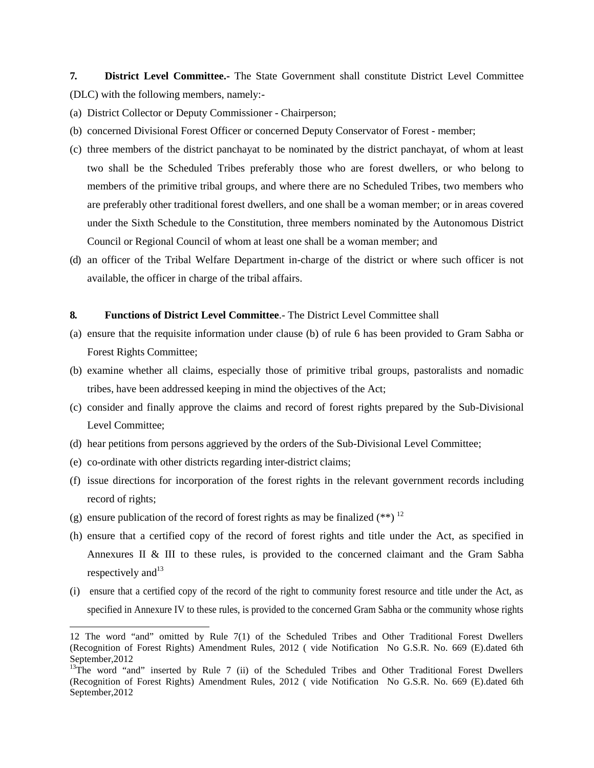**7. District Level Committee.-** The State Government shall constitute District Level Committee (DLC) with the following members, namely:-

(a) District Collector or Deputy Commissioner - Chairperson;

(b) concerned Divisional Forest Officer or concerned Deputy Conservator of Forest - member;

(c) three members of the district panchayat to be nominated by the district panchayat, of whom at least two shall be the Scheduled Tribes preferably those who are forest dwellers, or who belong to members of the primitive tribal groups, and where there are no Scheduled Tribes, two members who are preferably other traditional forest dwellers, and one shall be a woman member; or in areas covered under the Sixth Schedule to the Constitution, three members nominated by the Autonomous District Council or Regional Council of whom at least one shall be a woman member; and

(d) an officer of the Tribal Welfare Department in-charge of the district or where such officer is not available, the officer in charge of the tribal affairs.

**8. Functions of District Level Committee**.- The District Level Committee shall

(a) ensure that the requisite information under clause (b) of rule 6 has been provided to Gram Sabha or Forest Rights Committee;

(b) examine whether all claims, especially those of primitive tribal groups, pastoralists and nomadic tribes, have been addressed keeping in mind the objectives of the Act;

(c) consider and finally approve the claims and record of forest rights prepared by the Sub-Divisional Level Committee;

(d) hear petitions from persons aggrieved by the orders of the Sub-Divisional Level Committee;

(e) co-ordinate with other districts regarding inter-district claims;

(f) issue directions for incorporation of the forest rights in the relevant government records including record of rights;

(g) ensure publication of the record of forest rights as may be finalized (**) [12]

(h) ensure that a certified copy of the record of forest rights and title under the Act, as specified in Annexures II & III to these rules, is provided to the concerned claimant and the Gram Sabha respectively and[13]

(i) ensure that a certified copy of the record of the right to community forest resource and title under the Act, as specified in Annexure IV to these rules, is provided to the concerned Gram Sabha or the community whose rights

---

12 The word "and" omitted by Rule 7(1) of the Scheduled Tribes and Other Traditional Forest Dwellers (Recognition of Forest Rights) Amendment Rules, 2012 ( vide Notification No G.S.R. No. 669 (E).dated 6th September,2012

13 The word "and" inserted by Rule 7 (ii) of the Scheduled Tribes and Other Traditional Forest Dwellers (Recognition of Forest Rights) Amendment Rules, 2012 ( vide Notification No G.S.R. No. 669 (E).dated 6th September,2012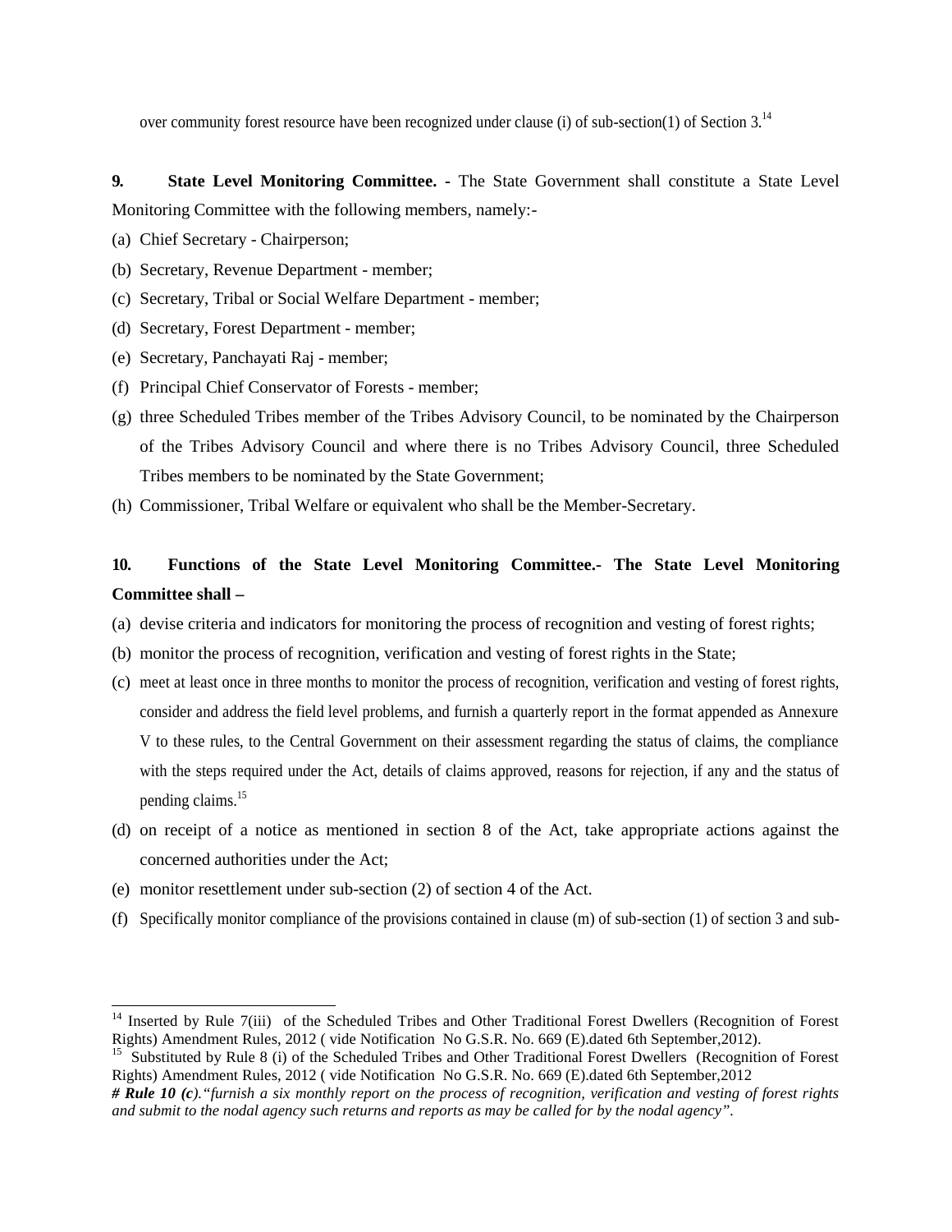over community forest resource have been recognized under clause (i) of sub-section(1) of Section 3.[14]

**9. State Level Monitoring Committee.** - The State Government shall constitute a State Level Monitoring Committee with the following members, namely:-

(a) Chief Secretary - Chairperson;

(b) Secretary, Revenue Department - member;

(c) Secretary, Tribal or Social Welfare Department - member;

(d) Secretary, Forest Department - member;

(e) Secretary, Panchayati Raj - member;

(f) Principal Chief Conservator of Forests - member;

(g) three Scheduled Tribes member of the Tribes Advisory Council, to be nominated by the Chairperson of the Tribes Advisory Council and where there is no Tribes Advisory Council, three Scheduled Tribes members to be nominated by the State Government;

(h) Commissioner, Tribal Welfare or equivalent who shall be the Member-Secretary.

**10. Functions of the State Level Monitoring Committee.- The State Level Monitoring Committee shall –**

(a) devise criteria and indicators for monitoring the process of recognition and vesting of forest rights;

(b) monitor the process of recognition, verification and vesting of forest rights in the State;

(c) meet at least once in three months to monitor the process of recognition, verification and vesting of forest rights, consider and address the field level problems, and furnish a quarterly report in the format appended as Annexure V to these rules, to the Central Government on their assessment regarding the status of claims, the compliance with the steps required under the Act, details of claims approved, reasons for rejection, if any and the status of pending claims.[15]

(d) on receipt of a notice as mentioned in section 8 of the Act, take appropriate actions against the concerned authorities under the Act;

(e) monitor resettlement under sub-section (2) of section 4 of the Act.

(f) Specifically monitor compliance of the provisions contained in clause (m) of sub-section (1) of section 3 and sub-

---

[14] Inserted by Rule 7(iii) of the Scheduled Tribes and Other Traditional Forest Dwellers (Recognition of Forest Rights) Amendment Rules, 2012 ( vide Notification No G.S.R. No. 669 (E).dated 6th September,2012).

[15] Substituted by Rule 8 (i) of the Scheduled Tribes and Other Traditional Forest Dwellers (Recognition of Forest Rights) Amendment Rules, 2012 ( vide Notification No G.S.R. No. 669 (E).dated 6th September,2012

***# Rule 10 (c)****."furnish a six monthly report on the process of recognition, verification and vesting of forest rights and submit to the nodal agency such returns and reports as may be called for by the nodal agency".*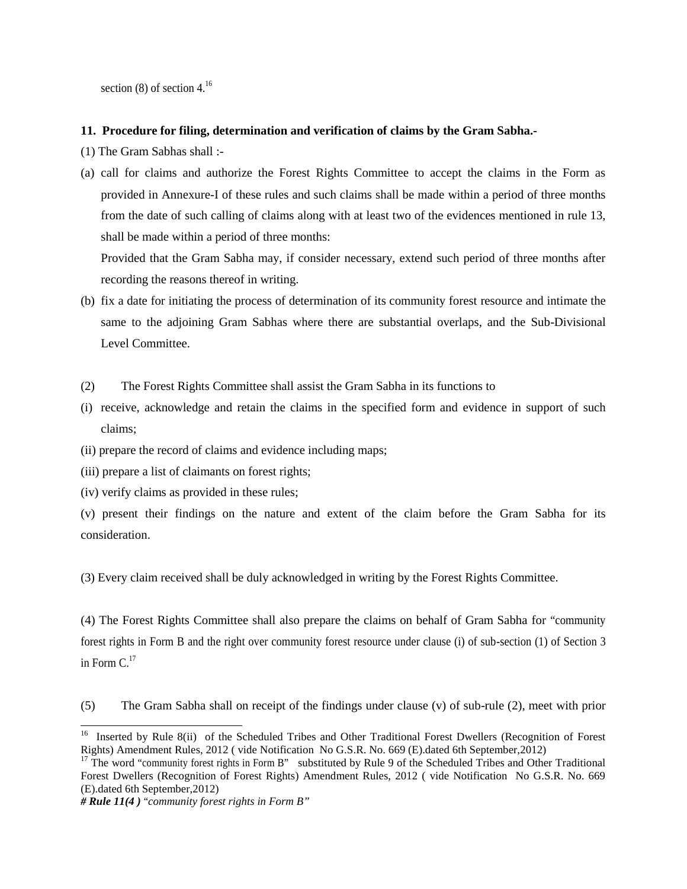section (8) of section 4.[16]

**11. Procedure for filing, determination and verification of claims by the Gram Sabha.-**

(1) The Gram Sabhas shall :-

(a) call for claims and authorize the Forest Rights Committee to accept the claims in the Form as provided in Annexure-I of these rules and such claims shall be made within a period of three months from the date of such calling of claims along with at least two of the evidences mentioned in rule 13, shall be made within a period of three months:

Provided that the Gram Sabha may, if consider necessary, extend such period of three months after recording the reasons thereof in writing.

(b) fix a date for initiating the process of determination of its community forest resource and intimate the same to the adjoining Gram Sabhas where there are substantial overlaps, and the Sub-Divisional Level Committee.

(2) The Forest Rights Committee shall assist the Gram Sabha in its functions to

(i) receive, acknowledge and retain the claims in the specified form and evidence in support of such claims;

(ii) prepare the record of claims and evidence including maps;

(iii) prepare a list of claimants on forest rights;

(iv) verify claims as provided in these rules;

(v) present their findings on the nature and extent of the claim before the Gram Sabha for its consideration.

(3) Every claim received shall be duly acknowledged in writing by the Forest Rights Committee.

(4) The Forest Rights Committee shall also prepare the claims on behalf of Gram Sabha for "community forest rights in Form B and the right over community forest resource under clause (i) of sub-section (1) of Section 3 in Form C.[17]

(5) The Gram Sabha shall on receipt of the findings under clause (v) of sub-rule (2), meet with prior

---

[16] Inserted by Rule 8(ii) of the Scheduled Tribes and Other Traditional Forest Dwellers (Recognition of Forest Rights) Amendment Rules, 2012 ( vide Notification No G.S.R. No. 669 (E).dated 6th September,2012)

[17] The word "community forest rights in Form B" substituted by Rule 9 of the Scheduled Tribes and Other Traditional Forest Dwellers (Recognition of Forest Rights) Amendment Rules, 2012 ( vide Notification No G.S.R. No. 669 (E).dated 6th September,2012)

***# Rule 11(4 )*** *"community forest rights in Form B"*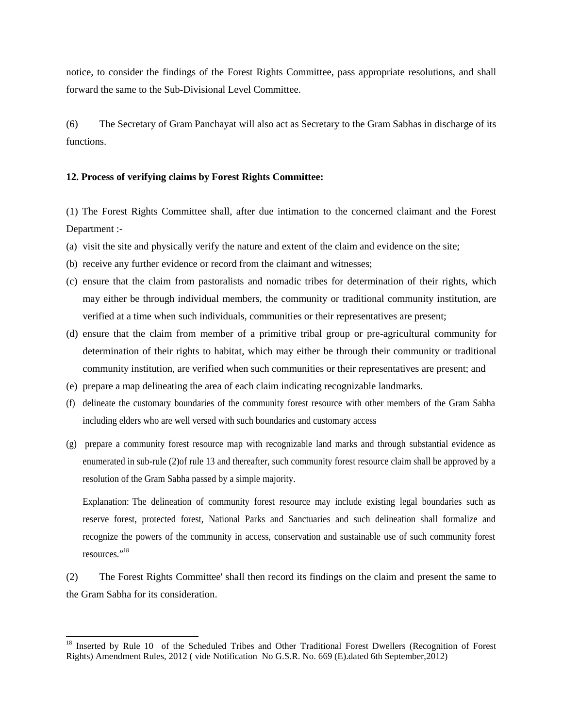notice, to consider the findings of the Forest Rights Committee, pass appropriate resolutions, and shall forward the same to the Sub-Divisional Level Committee.

(6) The Secretary of Gram Panchayat will also act as Secretary to the Gram Sabhas in discharge of its functions.

**12. Process of verifying claims by Forest Rights Committee:**

(1) The Forest Rights Committee shall, after due intimation to the concerned claimant and the Forest Department :-

(a) visit the site and physically verify the nature and extent of the claim and evidence on the site;

(b) receive any further evidence or record from the claimant and witnesses;

(c) ensure that the claim from pastoralists and nomadic tribes for determination of their rights, which may either be through individual members, the community or traditional community institution, are verified at a time when such individuals, communities or their representatives are present;

(d) ensure that the claim from member of a primitive tribal group or pre-agricultural community for determination of their rights to habitat, which may either be through their community or traditional community institution, are verified when such communities or their representatives are present; and

(e) prepare a map delineating the area of each claim indicating recognizable landmarks.

(f) delineate the customary boundaries of the community forest resource with other members of the Gram Sabha including elders who are well versed with such boundaries and customary access

(g) prepare a community forest resource map with recognizable land marks and through substantial evidence as enumerated in sub-rule (2)of rule 13 and thereafter, such community forest resource claim shall be approved by a resolution of the Gram Sabha passed by a simple majority.

Explanation: The delineation of community forest resource may include existing legal boundaries such as reserve forest, protected forest, National Parks and Sanctuaries and such delineation shall formalize and recognize the powers of the community in access, conservation and sustainable use of such community forest resources."[18]

(2) The Forest Rights Committee' shall then record its findings on the claim and present the same to the Gram Sabha for its consideration.

---

[18] Inserted by Rule 10 of the Scheduled Tribes and Other Traditional Forest Dwellers (Recognition of Forest Rights) Amendment Rules, 2012 ( vide Notification No G.S.R. No. 669 (E).dated 6th September,2012)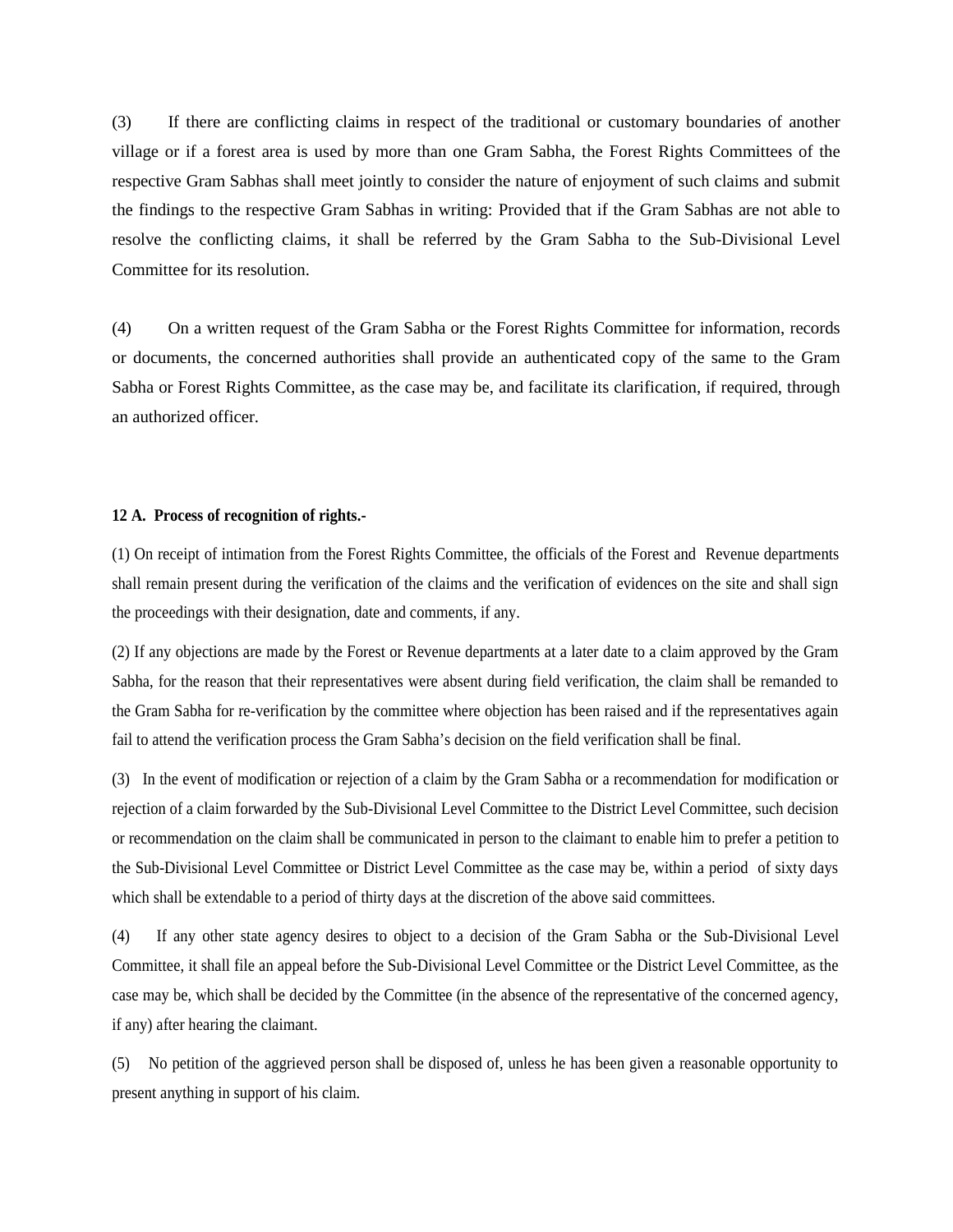(3) If there are conflicting claims in respect of the traditional or customary boundaries of another village or if a forest area is used by more than one Gram Sabha, the Forest Rights Committees of the respective Gram Sabhas shall meet jointly to consider the nature of enjoyment of such claims and submit the findings to the respective Gram Sabhas in writing: Provided that if the Gram Sabhas are not able to resolve the conflicting claims, it shall be referred by the Gram Sabha to the Sub-Divisional Level Committee for its resolution.

(4) On a written request of the Gram Sabha or the Forest Rights Committee for information, records or documents, the concerned authorities shall provide an authenticated copy of the same to the Gram Sabha or Forest Rights Committee, as the case may be, and facilitate its clarification, if required, through an authorized officer.

**12 A. Process of recognition of rights.-**

(1) On receipt of intimation from the Forest Rights Committee, the officials of the Forest and Revenue departments shall remain present during the verification of the claims and the verification of evidences on the site and shall sign the proceedings with their designation, date and comments, if any.

(2) If any objections are made by the Forest or Revenue departments at a later date to a claim approved by the Gram Sabha, for the reason that their representatives were absent during field verification, the claim shall be remanded to the Gram Sabha for re-verification by the committee where objection has been raised and if the representatives again fail to attend the verification process the Gram Sabha's decision on the field verification shall be final.

(3) In the event of modification or rejection of a claim by the Gram Sabha or a recommendation for modification or rejection of a claim forwarded by the Sub-Divisional Level Committee to the District Level Committee, such decision or recommendation on the claim shall be communicated in person to the claimant to enable him to prefer a petition to the Sub-Divisional Level Committee or District Level Committee as the case may be, within a period of sixty days which shall be extendable to a period of thirty days at the discretion of the above said committees.

(4) If any other state agency desires to object to a decision of the Gram Sabha or the Sub-Divisional Level Committee, it shall file an appeal before the Sub-Divisional Level Committee or the District Level Committee, as the case may be, which shall be decided by the Committee (in the absence of the representative of the concerned agency, if any) after hearing the claimant.

(5) No petition of the aggrieved person shall be disposed of, unless he has been given a reasonable opportunity to present anything in support of his claim.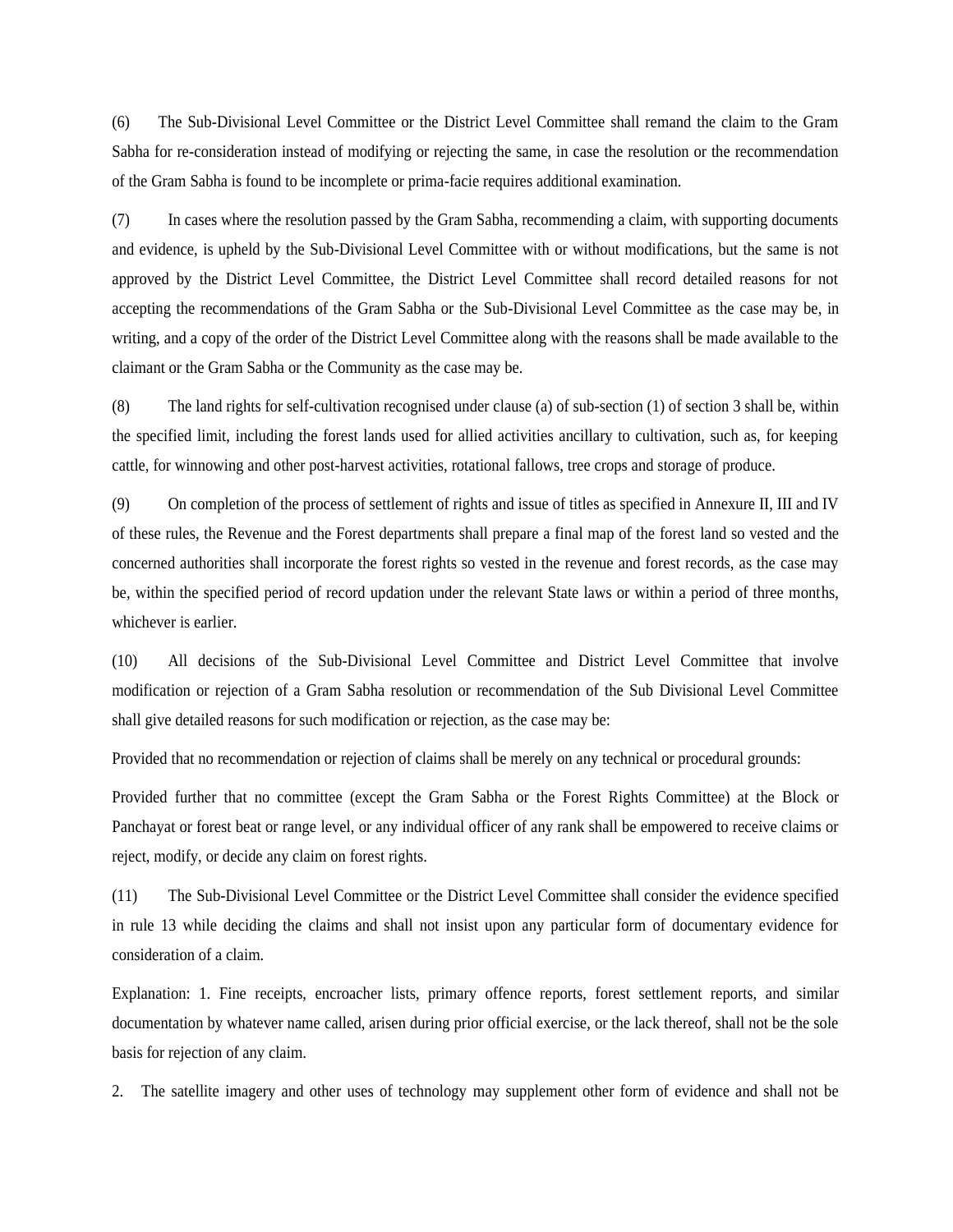(6) The Sub-Divisional Level Committee or the District Level Committee shall remand the claim to the Gram Sabha for re-consideration instead of modifying or rejecting the same, in case the resolution or the recommendation of the Gram Sabha is found to be incomplete or prima-facie requires additional examination.

(7) In cases where the resolution passed by the Gram Sabha, recommending a claim, with supporting documents and evidence, is upheld by the Sub-Divisional Level Committee with or without modifications, but the same is not approved by the District Level Committee, the District Level Committee shall record detailed reasons for not accepting the recommendations of the Gram Sabha or the Sub-Divisional Level Committee as the case may be, in writing, and a copy of the order of the District Level Committee along with the reasons shall be made available to the claimant or the Gram Sabha or the Community as the case may be.

(8) The land rights for self-cultivation recognised under clause (a) of sub-section (1) of section 3 shall be, within the specified limit, including the forest lands used for allied activities ancillary to cultivation, such as, for keeping cattle, for winnowing and other post-harvest activities, rotational fallows, tree crops and storage of produce.

(9) On completion of the process of settlement of rights and issue of titles as specified in Annexure II, III and IV of these rules, the Revenue and the Forest departments shall prepare a final map of the forest land so vested and the concerned authorities shall incorporate the forest rights so vested in the revenue and forest records, as the case may be, within the specified period of record updation under the relevant State laws or within a period of three months, whichever is earlier.

(10) All decisions of the Sub-Divisional Level Committee and District Level Committee that involve modification or rejection of a Gram Sabha resolution or recommendation of the Sub Divisional Level Committee shall give detailed reasons for such modification or rejection, as the case may be:

Provided that no recommendation or rejection of claims shall be merely on any technical or procedural grounds:

Provided further that no committee (except the Gram Sabha or the Forest Rights Committee) at the Block or Panchayat or forest beat or range level, or any individual officer of any rank shall be empowered to receive claims or reject, modify, or decide any claim on forest rights.

(11) The Sub-Divisional Level Committee or the District Level Committee shall consider the evidence specified in rule 13 while deciding the claims and shall not insist upon any particular form of documentary evidence for consideration of a claim.

Explanation: 1. Fine receipts, encroacher lists, primary offence reports, forest settlement reports, and similar documentation by whatever name called, arisen during prior official exercise, or the lack thereof, shall not be the sole basis for rejection of any claim.

2. The satellite imagery and other uses of technology may supplement other form of evidence and shall not be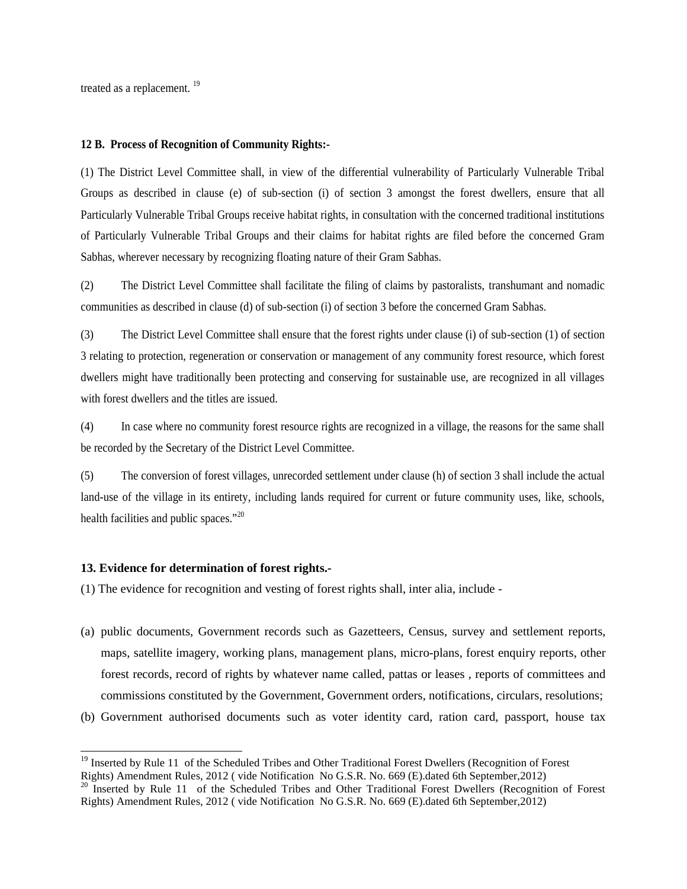treated as a replacement. [19]

**12 B. Process of Recognition of Community Rights:-**

(1) The District Level Committee shall, in view of the differential vulnerability of Particularly Vulnerable Tribal Groups as described in clause (e) of sub-section (i) of section 3 amongst the forest dwellers, ensure that all Particularly Vulnerable Tribal Groups receive habitat rights, in consultation with the concerned traditional institutions of Particularly Vulnerable Tribal Groups and their claims for habitat rights are filed before the concerned Gram Sabhas, wherever necessary by recognizing floating nature of their Gram Sabhas.

(2) The District Level Committee shall facilitate the filing of claims by pastoralists, transhumant and nomadic communities as described in clause (d) of sub-section (i) of section 3 before the concerned Gram Sabhas.

(3) The District Level Committee shall ensure that the forest rights under clause (i) of sub-section (1) of section 3 relating to protection, regeneration or conservation or management of any community forest resource, which forest dwellers might have traditionally been protecting and conserving for sustainable use, are recognized in all villages with forest dwellers and the titles are issued.

(4) In case where no community forest resource rights are recognized in a village, the reasons for the same shall be recorded by the Secretary of the District Level Committee.

(5) The conversion of forest villages, unrecorded settlement under clause (h) of section 3 shall include the actual land-use of the village in its entirety, including lands required for current or future community uses, like, schools, health facilities and public spaces."[20]

**13. Evidence for determination of forest rights.-**

(1) The evidence for recognition and vesting of forest rights shall, inter alia, include -

(a) public documents, Government records such as Gazetteers, Census, survey and settlement reports, maps, satellite imagery, working plans, management plans, micro-plans, forest enquiry reports, other forest records, record of rights by whatever name called, pattas or leases , reports of committees and commissions constituted by the Government, Government orders, notifications, circulars, resolutions;

(b) Government authorised documents such as voter identity card, ration card, passport, house tax

---

[19] Inserted by Rule 11 of the Scheduled Tribes and Other Traditional Forest Dwellers (Recognition of Forest Rights) Amendment Rules, 2012 ( vide Notification No G.S.R. No. 669 (E).dated 6th September,2012)

[20] Inserted by Rule 11 of the Scheduled Tribes and Other Traditional Forest Dwellers (Recognition of Forest Rights) Amendment Rules, 2012 ( vide Notification No G.S.R. No. 669 (E).dated 6th September,2012)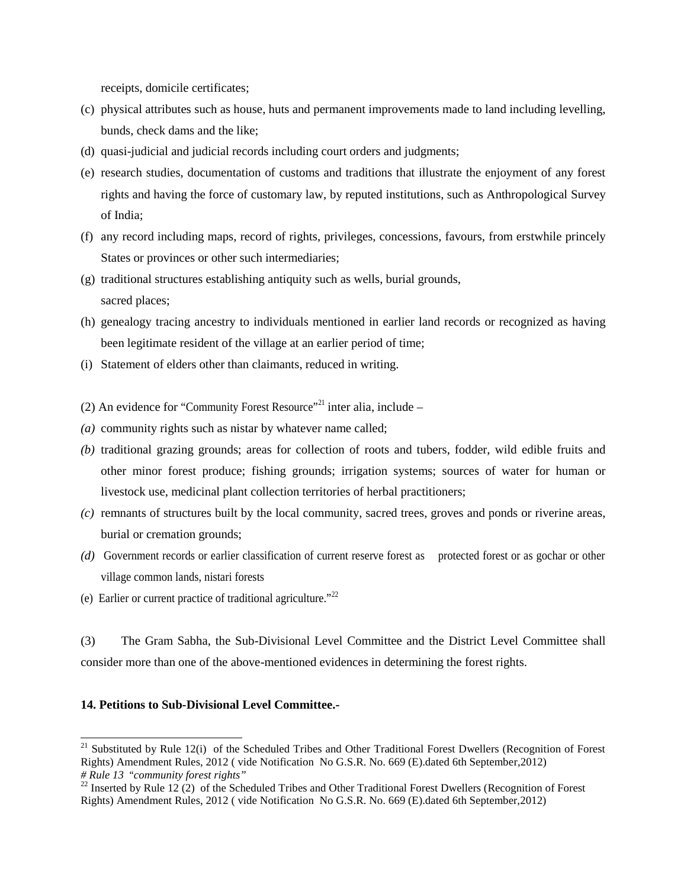receipts, domicile certificates;

(c) physical attributes such as house, huts and permanent improvements made to land including levelling, bunds, check dams and the like;

(d) quasi-judicial and judicial records including court orders and judgments;

(e) research studies, documentation of customs and traditions that illustrate the enjoyment of any forest rights and having the force of customary law, by reputed institutions, such as Anthropological Survey of India;

(f) any record including maps, record of rights, privileges, concessions, favours, from erstwhile princely States or provinces or other such intermediaries;

(g) traditional structures establishing antiquity such as wells, burial grounds, sacred places;

(h) genealogy tracing ancestry to individuals mentioned in earlier land records or recognized as having been legitimate resident of the village at an earlier period of time;

(i) Statement of elders other than claimants, reduced in writing.

(2) An evidence for "Community Forest Resource"[21] inter alia, include –

*(a)* community rights such as nistar by whatever name called;

*(b)* traditional grazing grounds; areas for collection of roots and tubers, fodder, wild edible fruits and other minor forest produce; fishing grounds; irrigation systems; sources of water for human or livestock use, medicinal plant collection territories of herbal practitioners;

*(c)* remnants of structures built by the local community, sacred trees, groves and ponds or riverine areas, burial or cremation grounds;

*(d)* Government records or earlier classification of current reserve forest as protected forest or as gochar or other village common lands, nistari forests

(e) Earlier or current practice of traditional agriculture."[22]

(3) The Gram Sabha, the Sub-Divisional Level Committee and the District Level Committee shall consider more than one of the above-mentioned evidences in determining the forest rights.

**14. Petitions to Sub-Divisional Level Committee.-**

---

[21] Substituted by Rule 12(i) of the Scheduled Tribes and Other Traditional Forest Dwellers (Recognition of Forest Rights) Amendment Rules, 2012 ( vide Notification No G.S.R. No. 669 (E).dated 6th September,2012)
*# Rule 13 "community forest rights"*

[22] Inserted by Rule 12 (2) of the Scheduled Tribes and Other Traditional Forest Dwellers (Recognition of Forest Rights) Amendment Rules, 2012 ( vide Notification No G.S.R. No. 669 (E).dated 6th September,2012)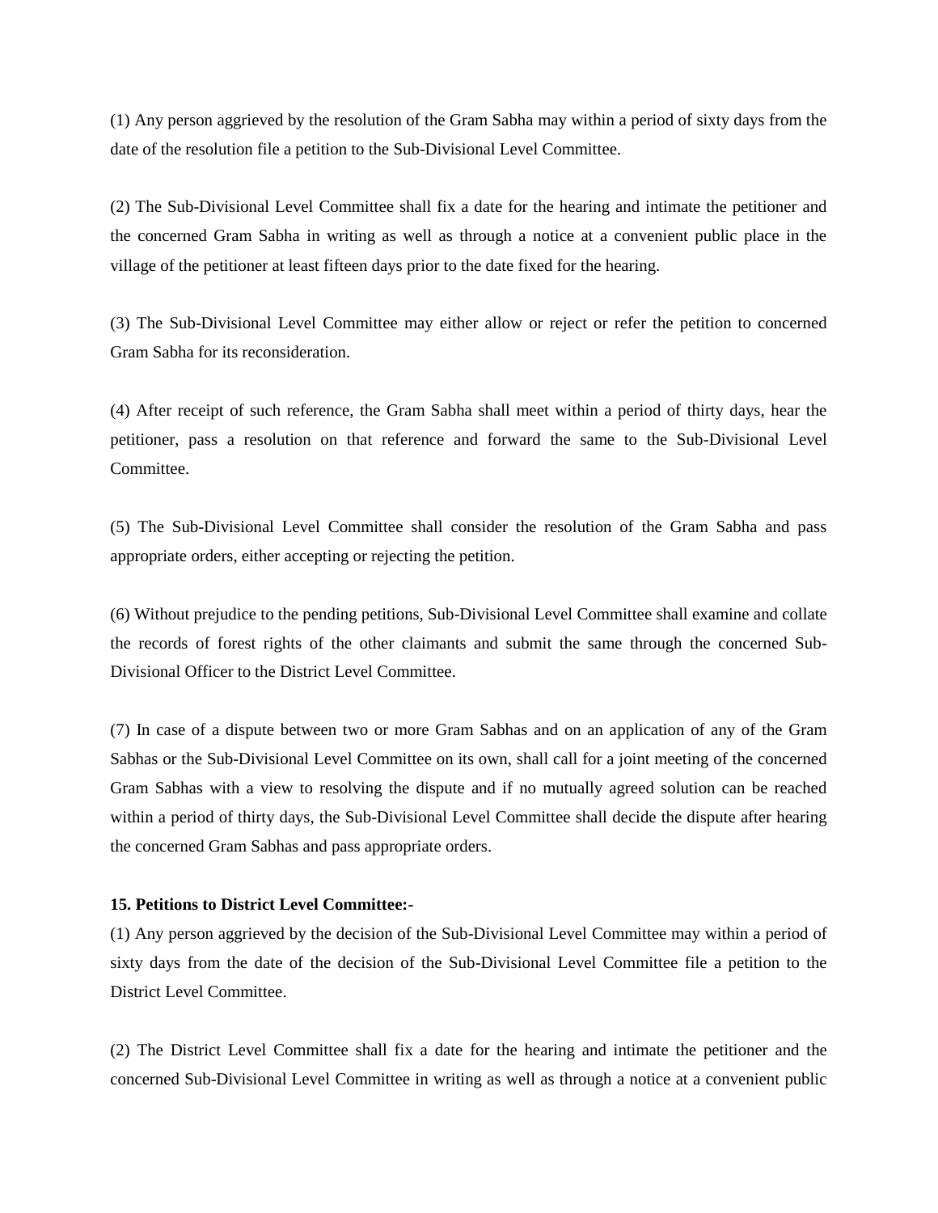(1) Any person aggrieved by the resolution of the Gram Sabha may within a period of sixty days from the date of the resolution file a petition to the Sub-Divisional Level Committee.

(2) The Sub-Divisional Level Committee shall fix a date for the hearing and intimate the petitioner and the concerned Gram Sabha in writing as well as through a notice at a convenient public place in the village of the petitioner at least fifteen days prior to the date fixed for the hearing.

(3) The Sub-Divisional Level Committee may either allow or reject or refer the petition to concerned Gram Sabha for its reconsideration.

(4) After receipt of such reference, the Gram Sabha shall meet within a period of thirty days, hear the petitioner, pass a resolution on that reference and forward the same to the Sub-Divisional Level Committee.

(5) The Sub-Divisional Level Committee shall consider the resolution of the Gram Sabha and pass appropriate orders, either accepting or rejecting the petition.

(6) Without prejudice to the pending petitions, Sub-Divisional Level Committee shall examine and collate the records of forest rights of the other claimants and submit the same through the concerned Sub-Divisional Officer to the District Level Committee.

(7) In case of a dispute between two or more Gram Sabhas and on an application of any of the Gram Sabhas or the Sub-Divisional Level Committee on its own, shall call for a joint meeting of the concerned Gram Sabhas with a view to resolving the dispute and if no mutually agreed solution can be reached within a period of thirty days, the Sub-Divisional Level Committee shall decide the dispute after hearing the concerned Gram Sabhas and pass appropriate orders.

**15. Petitions to District Level Committee:-**

(1) Any person aggrieved by the decision of the Sub-Divisional Level Committee may within a period of sixty days from the date of the decision of the Sub-Divisional Level Committee file a petition to the District Level Committee.

(2) The District Level Committee shall fix a date for the hearing and intimate the petitioner and the concerned Sub-Divisional Level Committee in writing as well as through a notice at a convenient public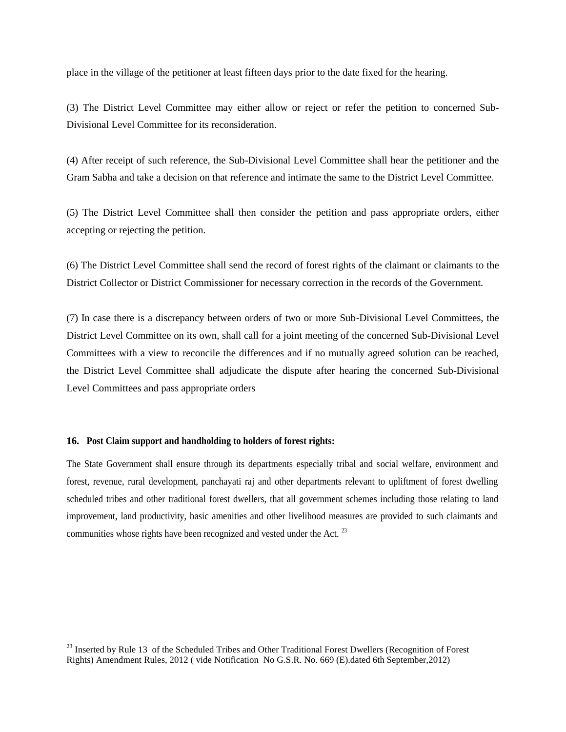place in the village of the petitioner at least fifteen days prior to the date fixed for the hearing.

(3) The District Level Committee may either allow or reject or refer the petition to concerned Sub-Divisional Level Committee for its reconsideration.

(4) After receipt of such reference, the Sub-Divisional Level Committee shall hear the petitioner and the Gram Sabha and take a decision on that reference and intimate the same to the District Level Committee.

(5) The District Level Committee shall then consider the petition and pass appropriate orders, either accepting or rejecting the petition.

(6) The District Level Committee shall send the record of forest rights of the claimant or claimants to the District Collector or District Commissioner for necessary correction in the records of the Government.

(7) In case there is a discrepancy between orders of two or more Sub-Divisional Level Committees, the District Level Committee on its own, shall call for a joint meeting of the concerned Sub-Divisional Level Committees with a view to reconcile the differences and if no mutually agreed solution can be reached, the District Level Committee shall adjudicate the dispute after hearing the concerned Sub-Divisional Level Committees and pass appropriate orders

**16. Post Claim support and handholding to holders of forest rights:**

The State Government shall ensure through its departments especially tribal and social welfare, environment and forest, revenue, rural development, panchayati raj and other departments relevant to upliftment of forest dwelling scheduled tribes and other traditional forest dwellers, that all government schemes including those relating to land improvement, land productivity, basic amenities and other livelihood measures are provided to such claimants and communities whose rights have been recognized and vested under the Act. [23]

---

[23] Inserted by Rule 13 of the Scheduled Tribes and Other Traditional Forest Dwellers (Recognition of Forest Rights) Amendment Rules, 2012 ( vide Notification No G.S.R. No. 669 (E).dated 6th September,2012)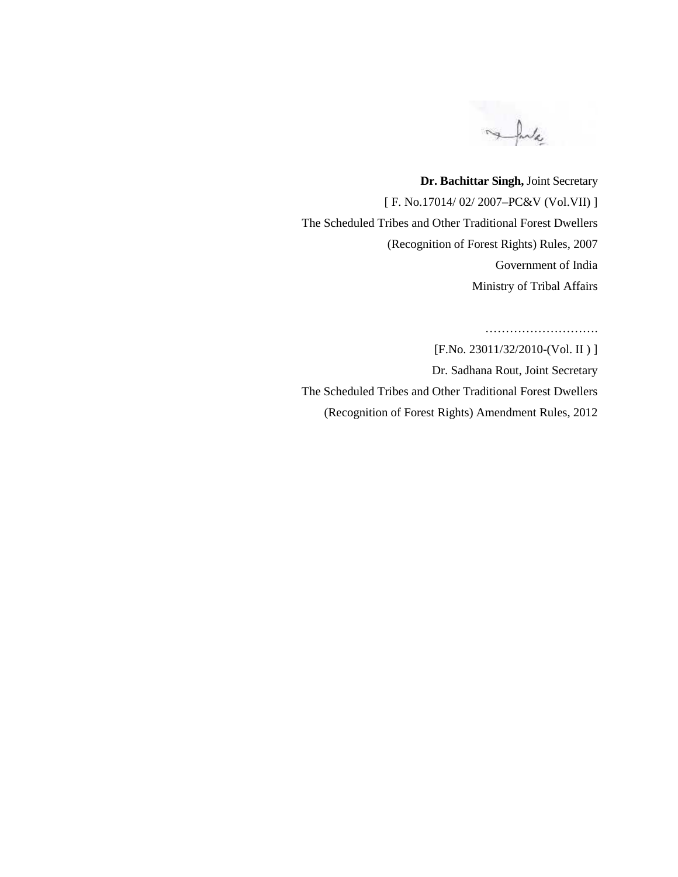**Dr. Bachittar Singh,** Joint Secretary

[ F. No.17014/ 02/ 2007–PC&V (Vol.VII) ]

The Scheduled Tribes and Other Traditional Forest Dwellers

(Recognition of Forest Rights) Rules, 2007

Government of India

Ministry of Tribal Affairs

……………………….

[F.No. 23011/32/2010-(Vol. II ) ]

Dr. Sadhana Rout, Joint Secretary

The Scheduled Tribes and Other Traditional Forest Dwellers

(Recognition of Forest Rights) Amendment Rules, 2012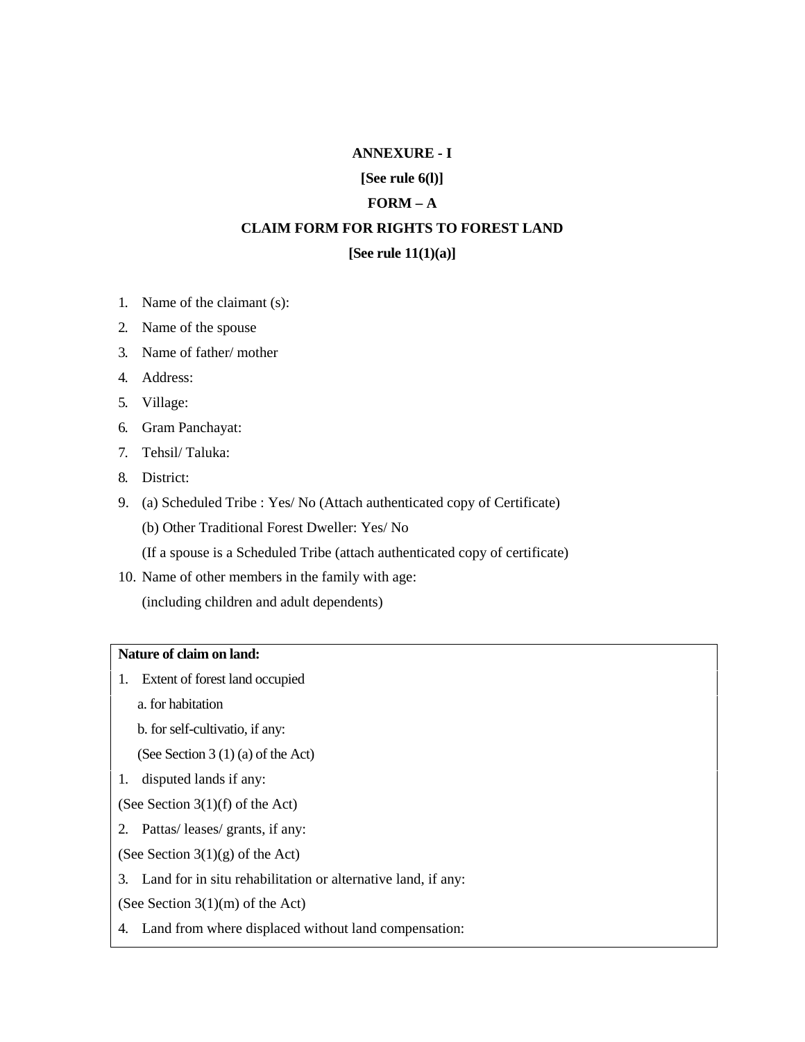**ANNEXURE - I**

**[See rule 6(l)]**

**FORM – A**

**CLAIM FORM FOR RIGHTS TO FOREST LAND**

**[See rule 11(1)(a)]**

1. Name of the claimant (s):
2. Name of the spouse
3. Name of father/ mother
4. Address:
5. Village:
6. Gram Panchayat:
7. Tehsil/ Taluka:
8. District:
9. (a) Scheduled Tribe : Yes/ No (Attach authenticated copy of Certificate)

   (b) Other Traditional Forest Dweller: Yes/ No

   (If a spouse is a Scheduled Tribe (attach authenticated copy of certificate)
10. Name of other members in the family with age:

    (including children and adult dependents)

| **Nature of claim on land:** |
|---|
| 1. Extent of forest land occupied |
| a. for habitation |
| b. for self-cultivatio, if any: |
| (See Section 3 (1) (a) of the Act) |
| 1. disputed lands if any: |
| (See Section 3(1)(f) of the Act) |
| 2. Pattas/ leases/ grants, if any: |
| (See Section 3(1)(g) of the Act) |
| 3. Land for in situ rehabilitation or alternative land, if any: |
| (See Section 3(1)(m) of the Act) |
| 4. Land from where displaced without land compensation: |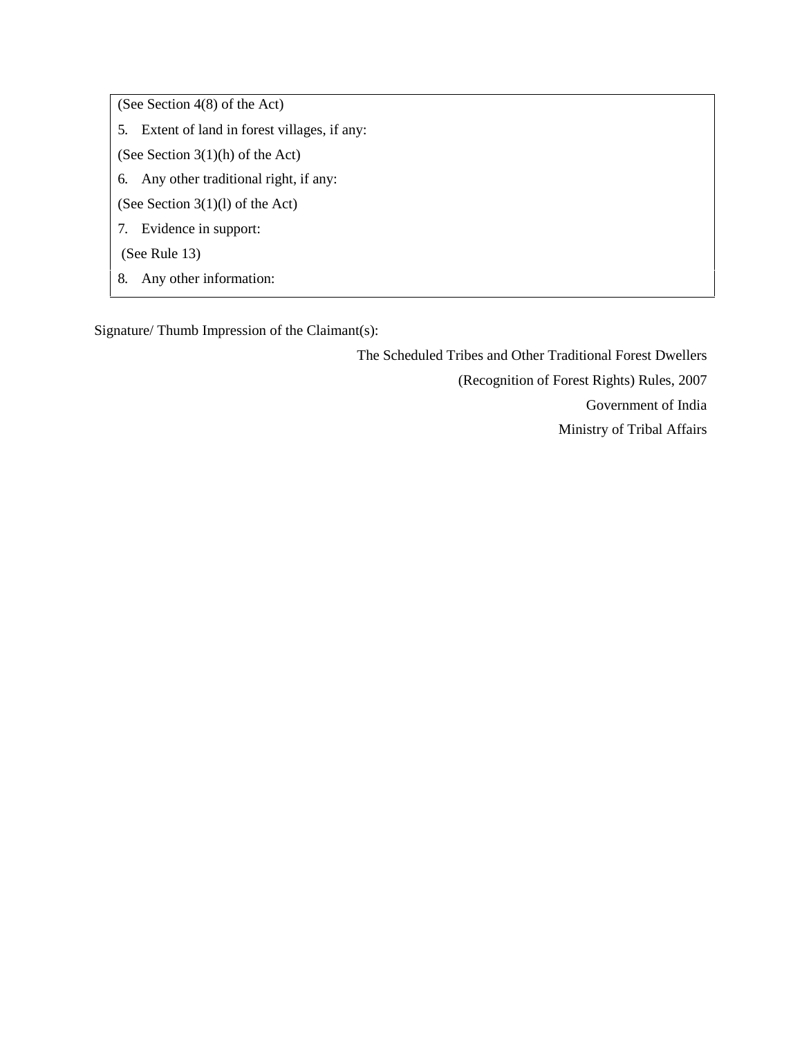(See Section 4(8) of the Act)

5. Extent of land in forest villages, if any:

(See Section 3(1)(h) of the Act)

6. Any other traditional right, if any:

(See Section 3(1)(l) of the Act)

7. Evidence in support:

(See Rule 13)

8. Any other information:

Signature/ Thumb Impression of the Claimant(s):

The Scheduled Tribes and Other Traditional Forest Dwellers

(Recognition of Forest Rights) Rules, 2007

Government of India

Ministry of Tribal Affairs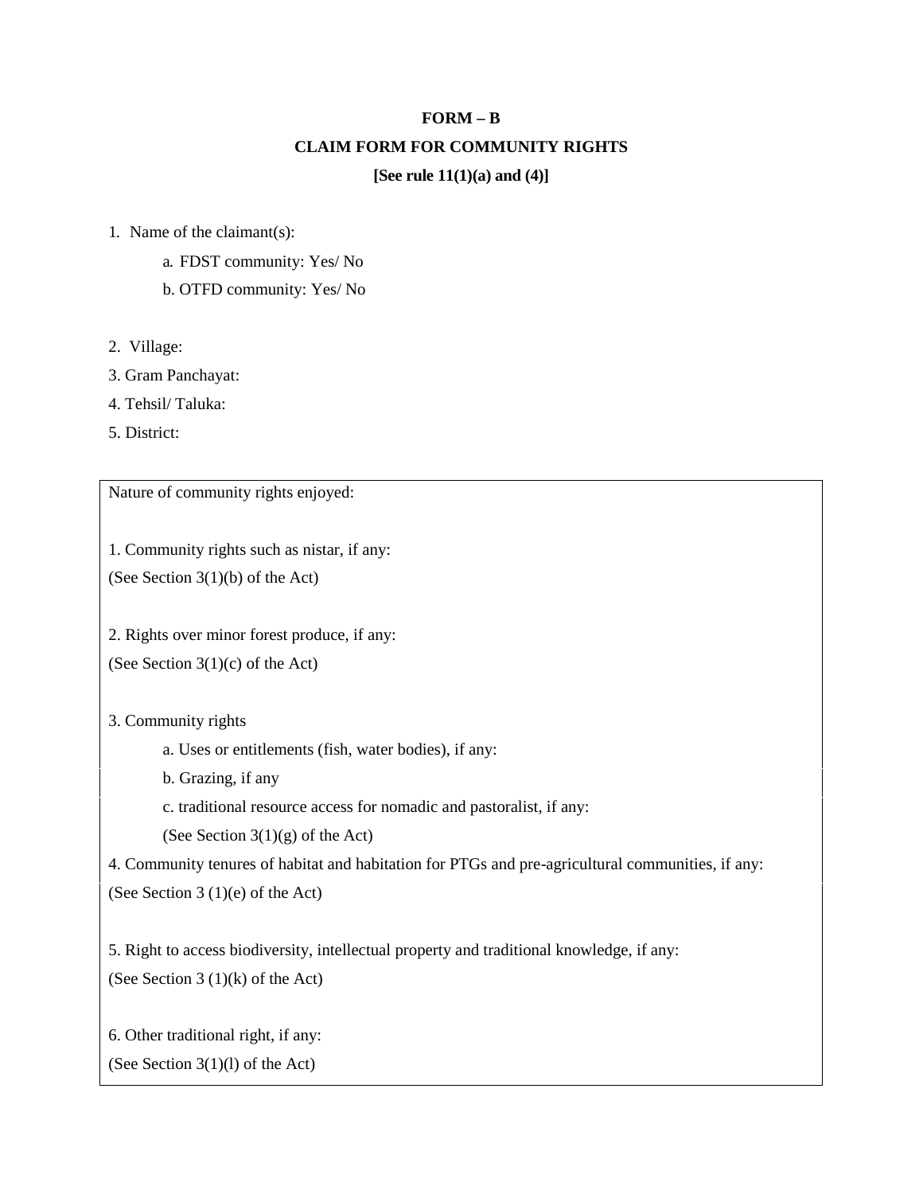**FORM – B**

**CLAIM FORM FOR COMMUNITY RIGHTS**

**[See rule 11(1)(a) and (4)]**

1. Name of the claimant(s):
    - a. FDST community: Yes/ No
    - b. OTFD community: Yes/ No

2. Village:
3. Gram Panchayat:
4. Tehsil/ Taluka:
5. District:

---

Nature of community rights enjoyed:

1. Community rights such as nistar, if any:
(See Section 3(1)(b) of the Act)

2. Rights over minor forest produce, if any:
(See Section 3(1)(c) of the Act)

3. Community rights
    - a. Uses or entitlements (fish, water bodies), if any:
    - b. Grazing, if any
    - c. traditional resource access for nomadic and pastoralist, if any:
    
    (See Section 3(1)(g) of the Act)

4. Community tenures of habitat and habitation for PTGs and pre-agricultural communities, if any:
(See Section 3 (1)(e) of the Act)

5. Right to access biodiversity, intellectual property and traditional knowledge, if any:
(See Section 3 (1)(k) of the Act)

6. Other traditional right, if any:
(See Section 3(1)(l) of the Act)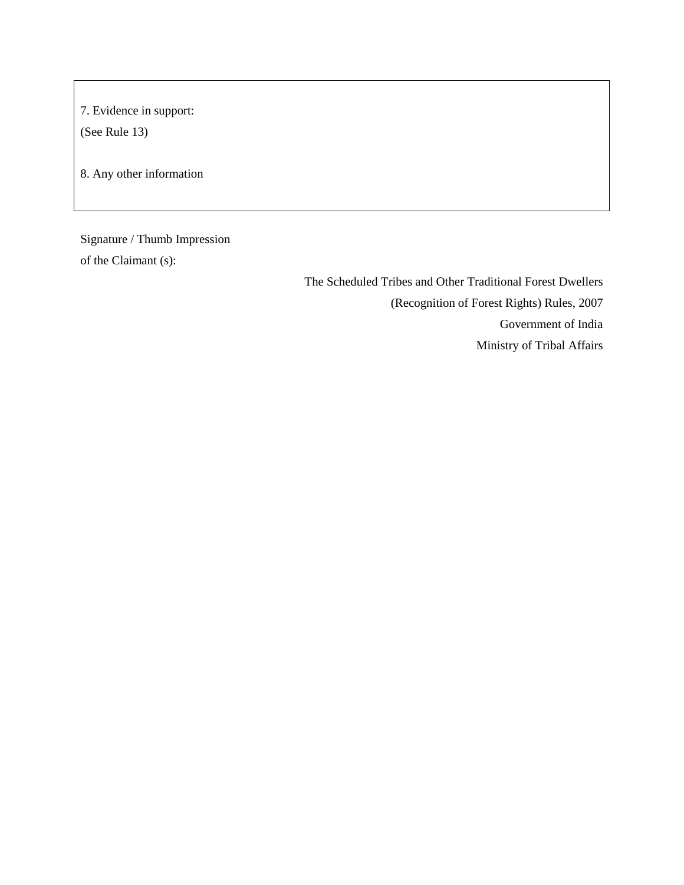7. Evidence in support:
(See Rule 13)

8. Any other information

Signature / Thumb Impression
of the Claimant (s):

The Scheduled Tribes and Other Traditional Forest Dwellers
(Recognition of Forest Rights) Rules, 2007
Government of India
Ministry of Tribal Affairs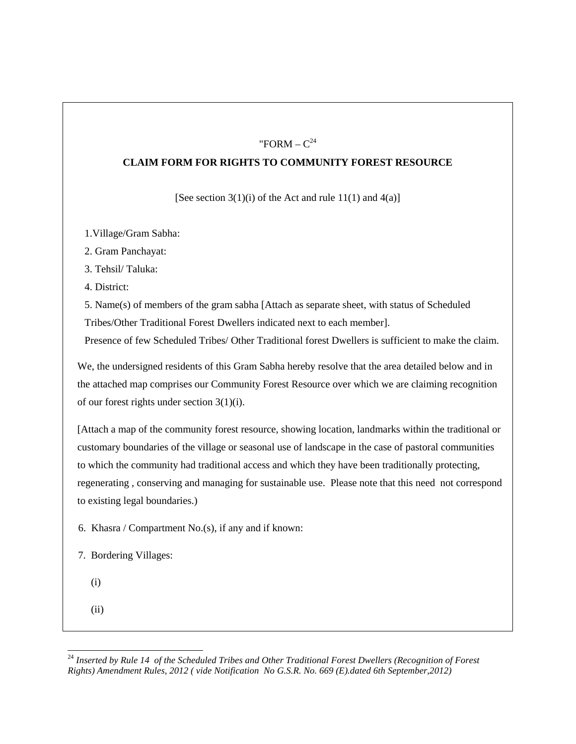"FORM – C[24]

**CLAIM FORM FOR RIGHTS TO COMMUNITY FOREST RESOURCE**

[See section 3(1)(i) of the Act and rule 11(1) and 4(a)]

1.Village/Gram Sabha:

2. Gram Panchayat:

3. Tehsil/ Taluka:

4. District:

5. Name(s) of members of the gram sabha [Attach as separate sheet, with status of Scheduled Tribes/Other Traditional Forest Dwellers indicated next to each member].

Presence of few Scheduled Tribes/ Other Traditional forest Dwellers is sufficient to make the claim.

We, the undersigned residents of this Gram Sabha hereby resolve that the area detailed below and in the attached map comprises our Community Forest Resource over which we are claiming recognition of our forest rights under section 3(1)(i).

[Attach a map of the community forest resource, showing location, landmarks within the traditional or customary boundaries of the village or seasonal use of landscape in the case of pastoral communities to which the community had traditional access and which they have been traditionally protecting, regenerating , conserving and managing for sustainable use. Please note that this need not correspond to existing legal boundaries.)

6. Khasra / Compartment No.(s), if any and if known:

7. Bordering Villages:

(i)

(ii)

---

[24] *Inserted by Rule 14 of the Scheduled Tribes and Other Traditional Forest Dwellers (Recognition of Forest Rights) Amendment Rules, 2012 ( vide Notification No G.S.R. No. 669 (E).dated 6th September,2012)*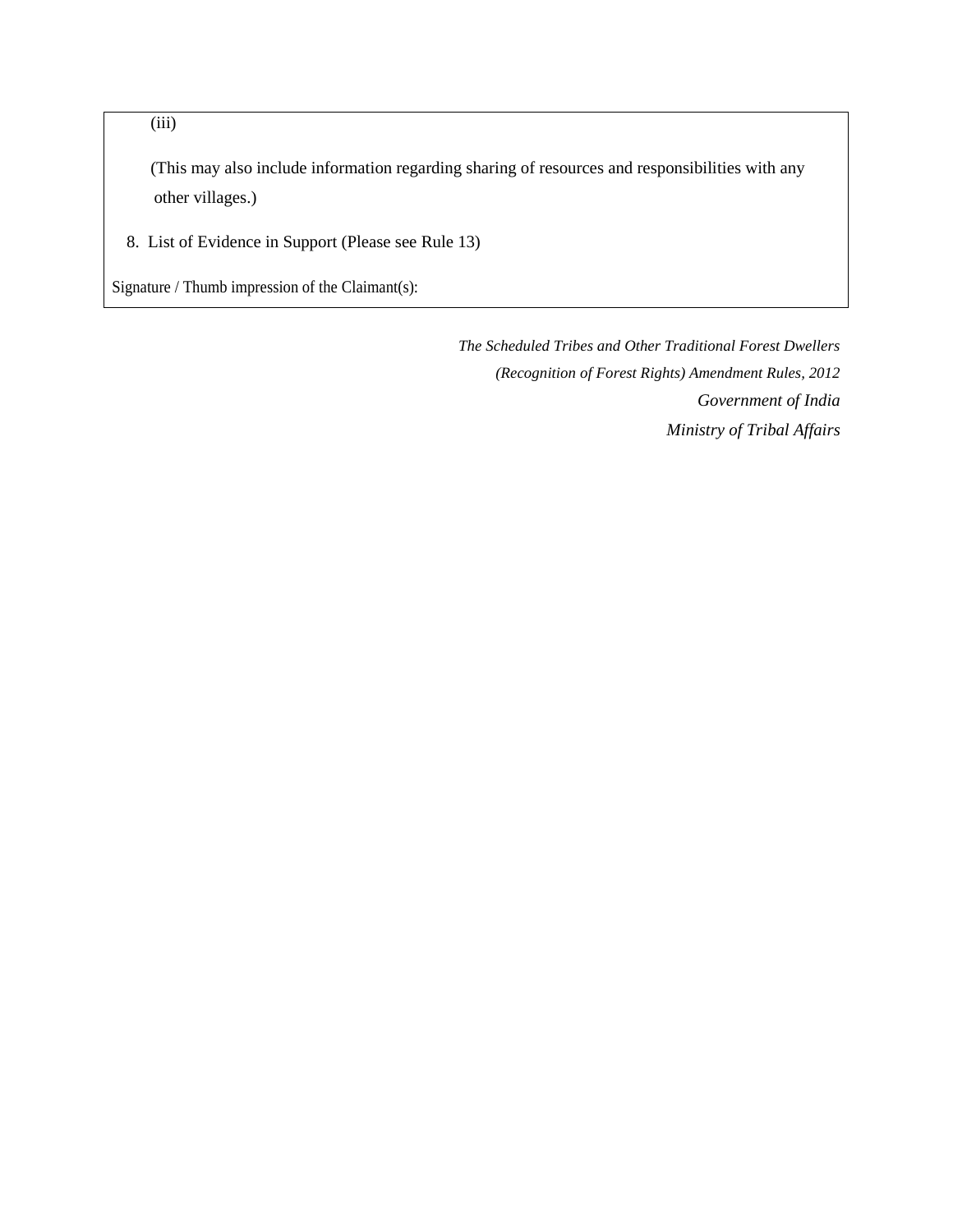(iii)

(This may also include information regarding sharing of resources and responsibilities with any other villages.)

8. List of Evidence in Support (Please see Rule 13)

Signature / Thumb impression of the Claimant(s):

*The Scheduled Tribes and Other Traditional Forest Dwellers*
*(Recognition of Forest Rights) Amendment Rules, 2012*
*Government of India*
*Ministry of Tribal Affairs*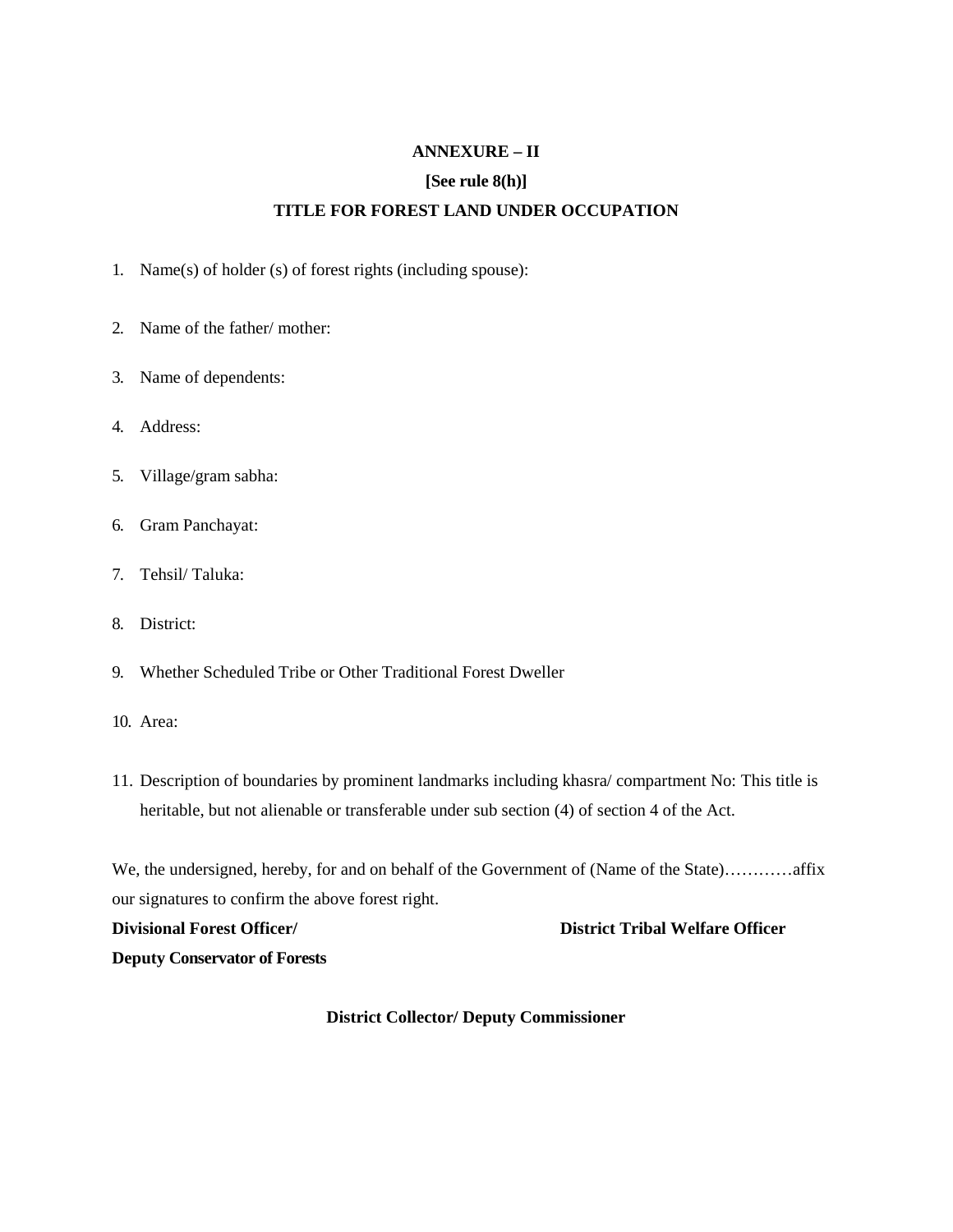**ANNEXURE – II**

**[See rule 8(h)]**

**TITLE FOR FOREST LAND UNDER OCCUPATION**

1. Name(s) of holder (s) of forest rights (including spouse):

2. Name of the father/ mother:

3. Name of dependents:

4. Address:

5. Village/gram sabha:

6. Gram Panchayat:

7. Tehsil/ Taluka:

8. District:

9. Whether Scheduled Tribe or Other Traditional Forest Dweller

10. Area:

11. Description of boundaries by prominent landmarks including khasra/ compartment No: This title is heritable, but not alienable or transferable under sub section (4) of section 4 of the Act.

We, the undersigned, hereby, for and on behalf of the Government of (Name of the State)…………affix our signatures to confirm the above forest right.

**Divisional Forest Officer/ Deputy Conservator of Forests**

**District Tribal Welfare Officer**

**District Collector/ Deputy Commissioner**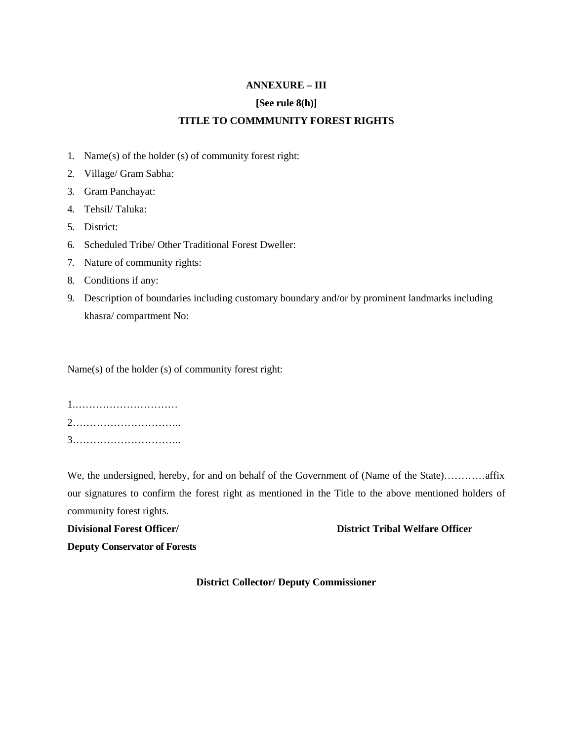**ANNEXURE – III**

**[See rule 8(h)]**

**TITLE TO COMMMUNITY FOREST RIGHTS**

1. Name(s) of the holder (s) of community forest right:
2. Village/ Gram Sabha:
3. Gram Panchayat:
4. Tehsil/ Taluka:
5. District:
6. Scheduled Tribe/ Other Traditional Forest Dweller:
7. Nature of community rights:
8. Conditions if any:
9. Description of boundaries including customary boundary and/or by prominent landmarks including khasra/ compartment No:

Name(s) of the holder (s) of community forest right:

1.…………………………

2…………………………..

3…………………………..

We, the undersigned, hereby, for and on behalf of the Government of (Name of the State)…………affix our signatures to confirm the forest right as mentioned in the Title to the above mentioned holders of community forest rights.

**Divisional Forest Officer/ Deputy Conservator of Forests**

**District Tribal Welfare Officer**

**District Collector/ Deputy Commissioner**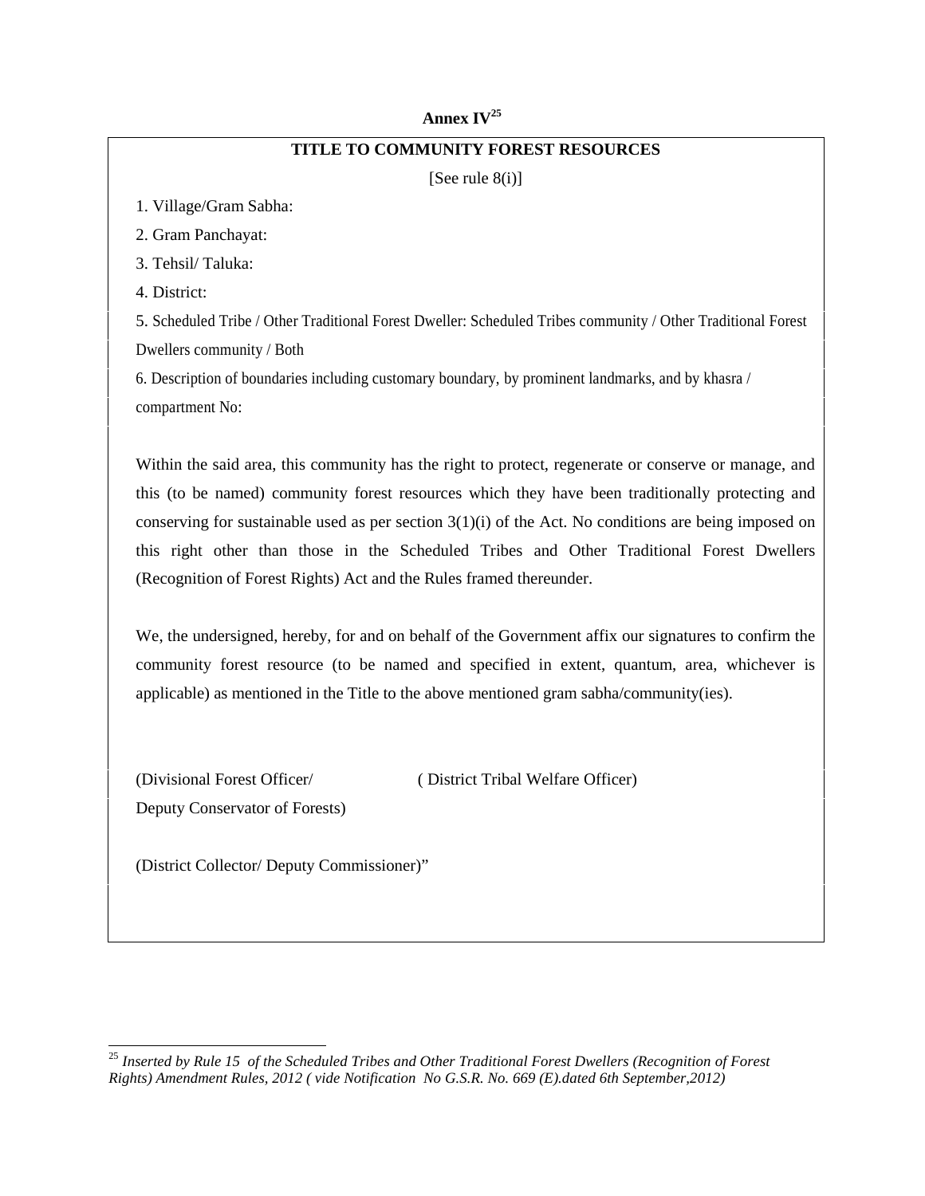**Annex IV**[25]

**TITLE TO COMMUNITY FOREST RESOURCES**

[See rule 8(i)]

1. Village/Gram Sabha:
2. Gram Panchayat:
3. Tehsil/ Taluka:
4. District:
5. Scheduled Tribe / Other Traditional Forest Dweller: Scheduled Tribes community / Other Traditional Forest Dwellers community / Both
6. Description of boundaries including customary boundary, by prominent landmarks, and by khasra / compartment No:

Within the said area, this community has the right to protect, regenerate or conserve or manage, and this (to be named) community forest resources which they have been traditionally protecting and conserving for sustainable used as per section 3(1)(i) of the Act. No conditions are being imposed on this right other than those in the Scheduled Tribes and Other Traditional Forest Dwellers (Recognition of Forest Rights) Act and the Rules framed thereunder.

We, the undersigned, hereby, for and on behalf of the Government affix our signatures to confirm the community forest resource (to be named and specified in extent, quantum, area, whichever is applicable) as mentioned in the Title to the above mentioned gram sabha/community(ies).

(Divisional Forest Officer/ Deputy Conservator of Forests)

( District Tribal Welfare Officer)

(District Collector/ Deputy Commissioner)"

---

[25] *Inserted by Rule 15 of the Scheduled Tribes and Other Traditional Forest Dwellers (Recognition of Forest Rights) Amendment Rules, 2012 ( vide Notification No G.S.R. No. 669 (E).dated 6th September,2012)*